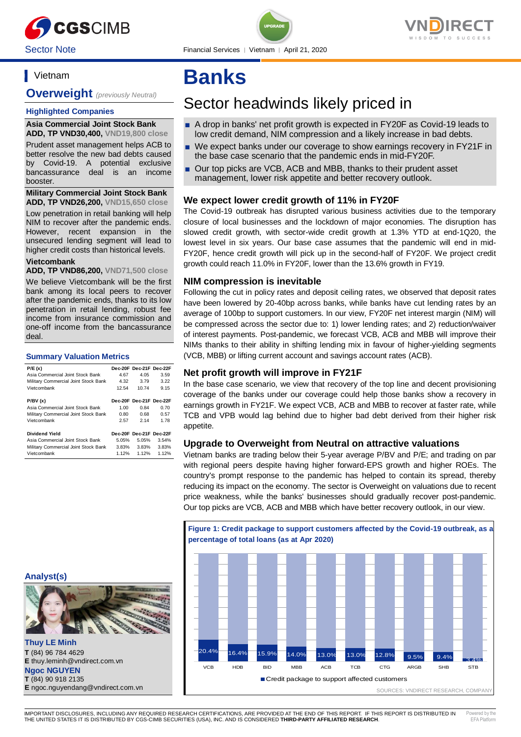Sector Note

Financial Services | Vietnam | April 21, 2020

UPGRADE

Vietnam

# Banks

## Sector headwinds likely priced in

**Overweight** *(previously Neutral)*

- A drop in banks' net profit growth is expected in FY20F as Covid-19 leads to low credit demand, NIM compression and a likely increase in bad debts.
- We expect banks under our coverage to show earnings recovery in FY21F in the base case scenario that the pandemic ends in mid-FY20F.
- Our top picks are VCB, ACB and MBB, thanks to their prudent asset management, lower risk appetite and better recovery outlook.

### We expect lower credit growth of 11% in FY20F

The Covid-19 outbreak has disrupted various business activities due to the temporary closure of local businesses and the lockdown of major economies. The disruption has slowed credit growth, with sector-wide credit growth at 1.3% YTD at end-1Q20, the lowest level in six years. Our base case assumes that the pandemic will end in mid-FY20F, hence credit growth will pick up in the second-half of FY20F. We project credit growth could reach 11.0% in FY20F, lower than the 13.6% growth in FY19.

### NIM compression is inevitable

Following the cut in policy rates and deposit ceiling rates, we observed that deposit rates have been lowered by 20-40bp across banks, while banks have cut lending rates by an average of 100bp to support customers. In our view, FY20F net interest margin (NIM) will be compressed across the sector due to: 1) lower lending rates; and 2) reduction/waiver of interest payments. Post-pandemic, we forecast VCB, ACB and MBB will improve their NIMs thanks to their ability in shifting lending mix in favour of higher-yielding segments (VCB, MBB) or lifting current account and savings account rates (ACB).

### Net profit growth will improve in FY21F

In the base case scenario, we view that recovery of the top line and decent provisioning coverage of the banks under our coverage could help those banks show a recovery in earnings growth in FY21F. We expect VCB, ACB and MBB to recover at faster rate, while TCB and VPB would lag behind due to higher bad debt derived from their higher risk appetite.

### Upgrade to Overweight from Neutral on attractive valuations

Vietnam banks are trading below their 5-year average P/BV and P/E; and trading on par with regional peers despite having higher forward-EPS growth and higher ROEs. The country's prompt response to the pandemic has helped to contain its spread, thereby reducing its impact on the economy. The sector is Overweight on valuations due to recent price weakness, while the banks' businesses should gradually recover post-pandemic. Our top picks are VCB, ACB and MBB which have better recovery outlook, in our view.

**Figure 1: Credit package to support customers affected by the Covid-19 outbreak, as a percentage of total loans (as at Apr 2020)**

20.4% 16.4% 15.9% 14.0% 13.0% 13.0% 12.8% 9.5% 9.4% 3.4%

VCB HDB BID MBB ACB TCB CTG ARGB SHB STB

Credit package to support affected customers

SOURCES: VNDIRECT RESEARCH, COMPANY

### Highlighted Companies

**Asia Commercial Joint Stock Bank**
**ADD, TP VND30,400,** VND19,800 close

Prudent asset management helps ACB to better resolve the new bad debts caused by Covid-19. A potential exclusive bancassurance deal is an income booster.

**Military Commercial Joint Stock Bank**
**ADD, TP VND26,200,** VND15,650 close

Low penetration in retail banking will help NIM to recover after the pandemic ends. However, recent expansion in the unsecured lending segment will lead to higher credit costs than historical levels.

**Vietcombank**
**ADD, TP VND86,200,** VND71,500 close

We believe Vietcombank will be the first bank among its local peers to recover after the pandemic ends, thanks to its low penetration in retail lending, robust fee income from insurance commission and one-off income from the bancassurance deal.

### Summary Valuation Metrics

| P/E (x) | Dec-20F | Dec-21F | Dec-22F |
|---|---|---|---|
| Asia Commercial Joint Stock Bank | 4.67 | 4.05 | 3.59 |
| Military Commercial Joint Stock Bank | 4.32 | 3.79 | 3.22 |
| Vietcombank | 12.54 | 10.74 | 9.15 |
| **P/BV (x)** | **Dec-20F** | **Dec-21F** | **Dec-22F** |
| Asia Commercial Joint Stock Bank | 1.00 | 0.84 | 0.70 |
| Military Commercial Joint Stock Bank | 0.80 | 0.68 | 0.57 |
| Vietcombank | 2.57 | 2.14 | 1.78 |
| **Dividend Yield** | **Dec-20F** | **Dec-21F** | **Dec-22F** |
| Asia Commercial Joint Stock Bank | 5.05% | 5.05% | 3.54% |
| Military Commercial Joint Stock Bank | 3.83% | 3.83% | 3.83% |
| Vietcombank | 1.12% | 1.12% | 1.12% |

### Analyst(s)

**Thuy LE Minh**
**T** (84) 96 784 4629
**E** thuy.leminh@vndirect.com.vn

**Ngoc NGUYEN**
**T** (84) 90 918 2135
**E** ngoc.nguyendang@vndirect.com.vn

IMPORTANT DISCLOSURES, INCLUDING ANY REQUIRED RESEARCH CERTIFICATIONS, ARE PROVIDED AT THE END OF THIS REPORT. IF THIS REPORT IS DISTRIBUTED IN THE UNITED STATES IT IS DISTRIBUTED BY CGS-CIMB SECURITIES (USA), INC. AND IS CONSIDERED **THIRD-PARTY AFFILIATED RESEARCH**.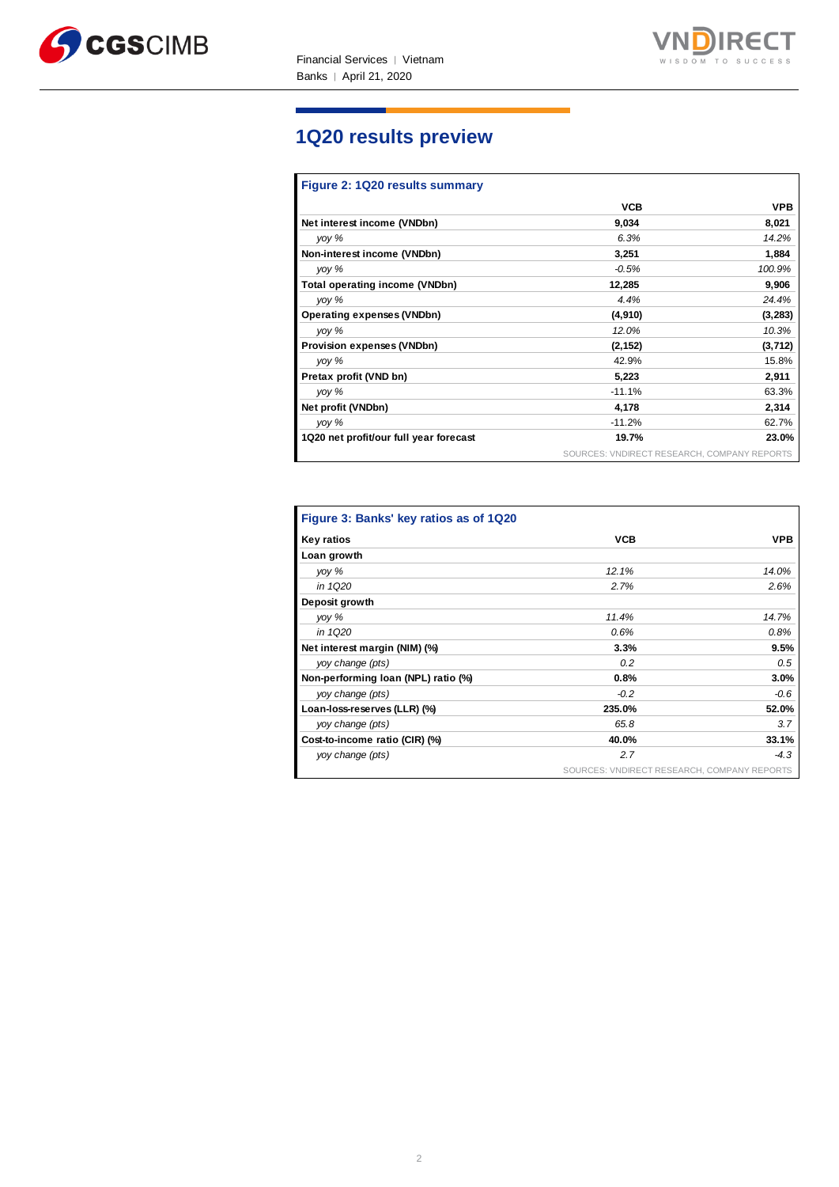# 1Q20 results preview

**Figure 2: 1Q20 results summary**

| | VCB | VPB |
|---|---|---|
| **Net interest income (VNDbn)** | **9,034** | **8,021** |
| *yoy %* | *6.3%* | *14.2%* |
| **Non-interest income (VNDbn)** | **3,251** | **1,884** |
| *yoy %* | *-0.5%* | *100.9%* |
| **Total operating income (VNDbn)** | **12,285** | **9,906** |
| *yoy %* | *4.4%* | *24.4%* |
| **Operating expenses (VNDbn)** | **(4,910)** | **(3,283)** |
| *yoy %* | *12.0%* | *10.3%* |
| **Provision expenses (VNDbn)** | **(2,152)** | **(3,712)** |
| *yoy %* | 42.9% | 15.8% |
| **Pretax profit (VND bn)** | **5,223** | **2,911** |
| *yoy %* | -11.1% | 63.3% |
| **Net profit (VNDbn)** | **4,178** | **2,314** |
| *yoy %* | -11.2% | 62.7% |
| **1Q20 net profit/our full year forecast** | **19.7%** | **23.0%** |

SOURCES: VNDIRECT RESEARCH, COMPANY REPORTS

**Figure 3: Banks' key ratios as of 1Q20**

| Key ratios | VCB | VPB |
|---|---|---|
| **Loan growth** | | |
| *yoy %* | *12.1%* | *14.0%* |
| *in 1Q20* | *2.7%* | *2.6%* |
| **Deposit growth** | | |
| *yoy %* | *11.4%* | *14.7%* |
| *in 1Q20* | *0.6%* | *0.8%* |
| **Net interest margin (NIM) (%)** | **3.3%** | **9.5%** |
| *yoy change (pts)* | *0.2* | *0.5* |
| **Non-performing loan (NPL) ratio (%)** | **0.8%** | **3.0%** |
| *yoy change (pts)* | *-0.2* | *-0.6* |
| **Loan-loss-reserves (LLR) (%)** | **235.0%** | **52.0%** |
| *yoy change (pts)* | *65.8* | *3.7* |
| **Cost-to-income ratio (CIR) (%)** | **40.0%** | **33.1%** |
| *yoy change (pts)* | *2.7* | *-4.3* |

SOURCES: VNDIRECT RESEARCH, COMPANY REPORTS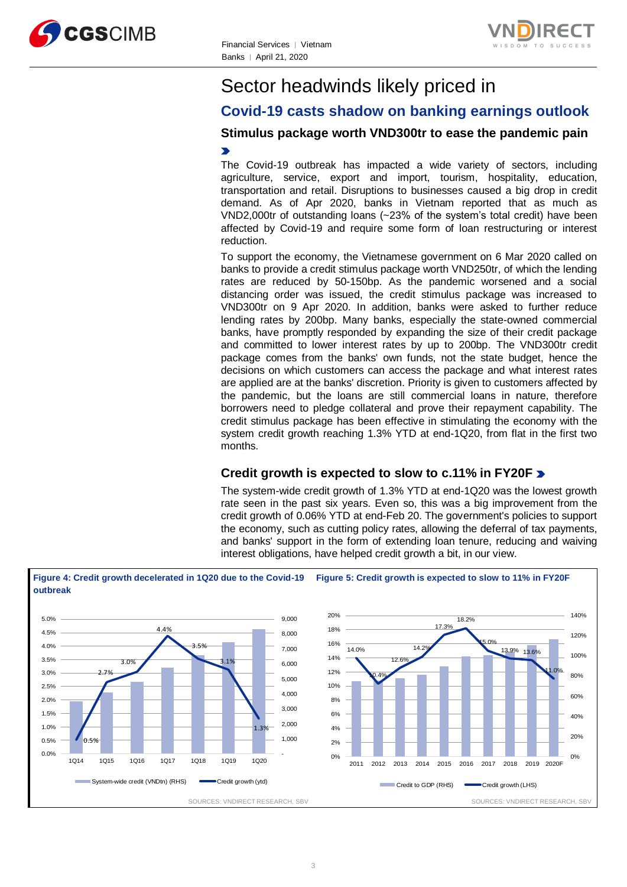# Sector headwinds likely priced in

## Covid-19 casts shadow on banking earnings outlook

### Stimulus package worth VND300tr to ease the pandemic pain

The Covid-19 outbreak has impacted a wide variety of sectors, including agriculture, service, export and import, tourism, hospitality, education, transportation and retail. Disruptions to businesses caused a big drop in credit demand. As of Apr 2020, banks in Vietnam reported that as much as VND2,000tr of outstanding loans (~23% of the system's total credit) have been affected by Covid-19 and require some form of loan restructuring or interest reduction.

To support the economy, the Vietnamese government on 6 Mar 2020 called on banks to provide a credit stimulus package worth VND250tr, of which the lending rates are reduced by 50-150bp. As the pandemic worsened and a social distancing order was issued, the credit stimulus package was increased to VND300tr on 9 Apr 2020. In addition, banks were asked to further reduce lending rates by 200bp. Many banks, especially the state-owned commercial banks, have promptly responded by expanding the size of their credit package and committed to lower interest rates by up to 200bp. The VND300tr credit package comes from the banks' own funds, not the state budget, hence the decisions on which customers can access the package and what interest rates are applied are at the banks' discretion. Priority is given to customers affected by the pandemic, but the loans are still commercial loans in nature, therefore borrowers need to pledge collateral and prove their repayment capability. The credit stimulus package has been effective in stimulating the economy with the system credit growth reaching 1.3% YTD at end-1Q20, from flat in the first two months.

### Credit growth is expected to slow to c.11% in FY20F

The system-wide credit growth of 1.3% YTD at end-1Q20 was the lowest growth rate seen in the past six years. Even so, this was a big improvement from the credit growth of 0.06% YTD at end-Feb 20. The government's policies to support the economy, such as cutting policy rates, allowing the deferral of tax payments, and banks' support in the form of extending loan tenure, reducing and waiving interest obligations, have helped credit growth a bit, in our view.

**Figure 4: Credit growth decelerated in 1Q20 due to the Covid-19 outbreak**

0.0% 0.5% 1.0% 1.5% 2.0% 2.5% 3.0% 3.5% 4.0% 4.5% 5.0%

- 1,000 2,000 3,000 4,000 5,000 6,000 7,000 8,000 9,000

1Q14 1Q15 1Q16 1Q17 1Q18 1Q19 1Q20

0.5% 2.7% 3.0% 4.4% 3.5% 3.1% 1.3%

System-wide credit (VNDtn) (RHS) — Credit growth (ytd)

SOURCES: VNDIRECT RESEARCH, SBV

**Figure 5: Credit growth is expected to slow to 11% in FY20F**

0% 2% 4% 6% 8% 10% 12% 14% 16% 18% 20%

0% 20% 40% 60% 80% 100% 120% 140%

2011 2012 2013 2014 2015 2016 2017 2018 2019 2020F

14.0% 10.4% 12.6% 14.2% 17.3% 18.2% 15.0% 13.9% 13.6% 11.0%

Credit to GDP (RHS) — Credit growth (LHS)

SOURCES: VNDIRECT RESEARCH, SBV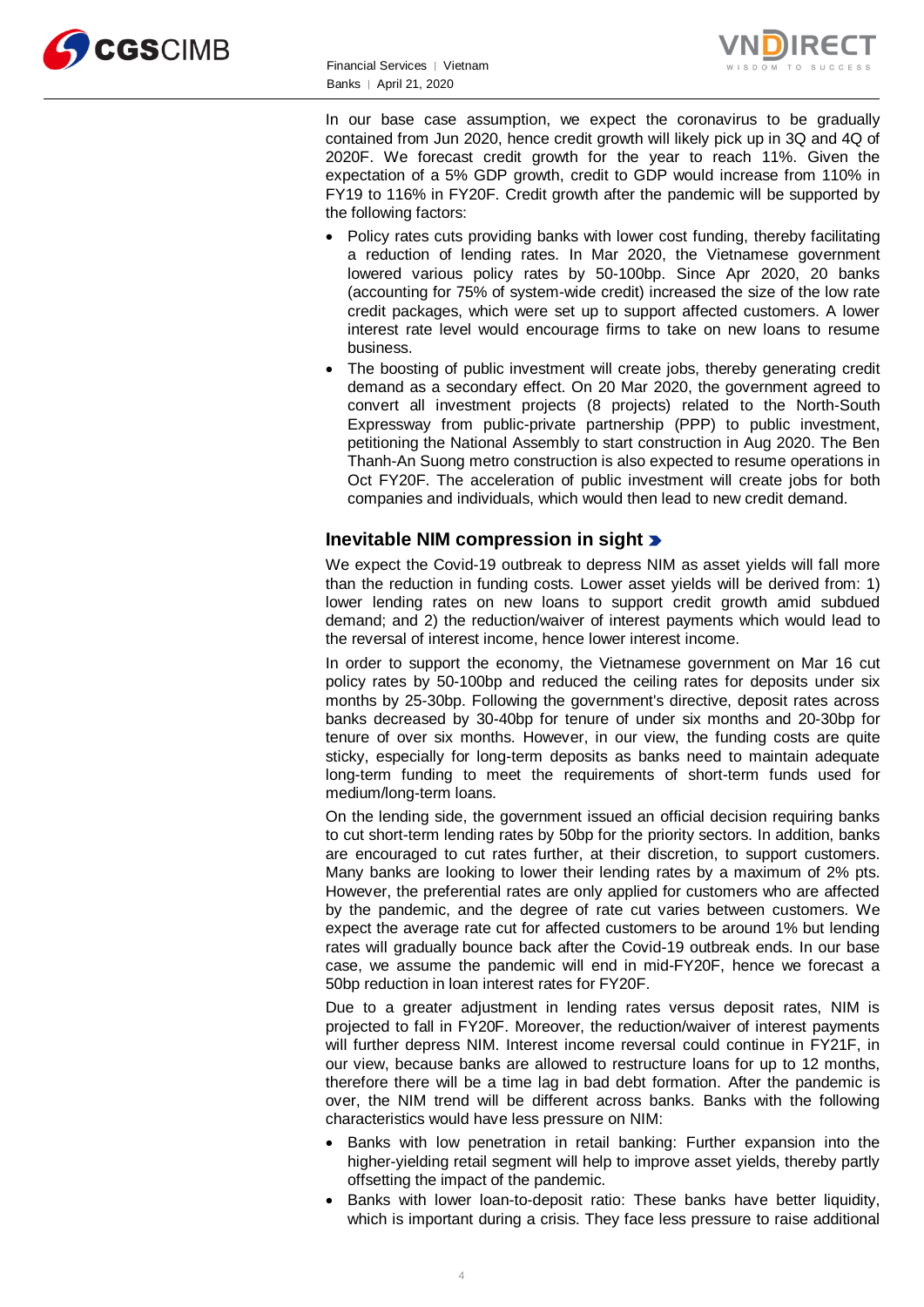In our base case assumption, we expect the coronavirus to be gradually contained from Jun 2020, hence credit growth will likely pick up in 3Q and 4Q of 2020F. We forecast credit growth for the year to reach 11%. Given the expectation of a 5% GDP growth, credit to GDP would increase from 110% in FY19 to 116% in FY20F. Credit growth after the pandemic will be supported by the following factors:

- Policy rates cuts providing banks with lower cost funding, thereby facilitating a reduction of lending rates. In Mar 2020, the Vietnamese government lowered various policy rates by 50-100bp. Since Apr 2020, 20 banks (accounting for 75% of system-wide credit) increased the size of the low rate credit packages, which were set up to support affected customers. A lower interest rate level would encourage firms to take on new loans to resume business.
- The boosting of public investment will create jobs, thereby generating credit demand as a secondary effect. On 20 Mar 2020, the government agreed to convert all investment projects (8 projects) related to the North-South Expressway from public-private partnership (PPP) to public investment, petitioning the National Assembly to start construction in Aug 2020. The Ben Thanh-An Suong metro construction is also expected to resume operations in Oct FY20F. The acceleration of public investment will create jobs for both companies and individuals, which would then lead to new credit demand.

## Inevitable NIM compression in sight

We expect the Covid-19 outbreak to depress NIM as asset yields will fall more than the reduction in funding costs. Lower asset yields will be derived from: 1) lower lending rates on new loans to support credit growth amid subdued demand; and 2) the reduction/waiver of interest payments which would lead to the reversal of interest income, hence lower interest income.

In order to support the economy, the Vietnamese government on Mar 16 cut policy rates by 50-100bp and reduced the ceiling rates for deposits under six months by 25-30bp. Following the government's directive, deposit rates across banks decreased by 30-40bp for tenure of under six months and 20-30bp for tenure of over six months. However, in our view, the funding costs are quite sticky, especially for long-term deposits as banks need to maintain adequate long-term funding to meet the requirements of short-term funds used for medium/long-term loans.

On the lending side, the government issued an official decision requiring banks to cut short-term lending rates by 50bp for the priority sectors. In addition, banks are encouraged to cut rates further, at their discretion, to support customers. Many banks are looking to lower their lending rates by a maximum of 2% pts. However, the preferential rates are only applied for customers who are affected by the pandemic, and the degree of rate cut varies between customers. We expect the average rate cut for affected customers to be around 1% but lending rates will gradually bounce back after the Covid-19 outbreak ends. In our base case, we assume the pandemic will end in mid-FY20F, hence we forecast a 50bp reduction in loan interest rates for FY20F.

Due to a greater adjustment in lending rates versus deposit rates, NIM is projected to fall in FY20F. Moreover, the reduction/waiver of interest payments will further depress NIM. Interest income reversal could continue in FY21F, in our view, because banks are allowed to restructure loans for up to 12 months, therefore there will be a time lag in bad debt formation. After the pandemic is over, the NIM trend will be different across banks. Banks with the following characteristics would have less pressure on NIM:

- Banks with low penetration in retail banking: Further expansion into the higher-yielding retail segment will help to improve asset yields, thereby partly offsetting the impact of the pandemic.
- Banks with lower loan-to-deposit ratio: These banks have better liquidity, which is important during a crisis. They face less pressure to raise additional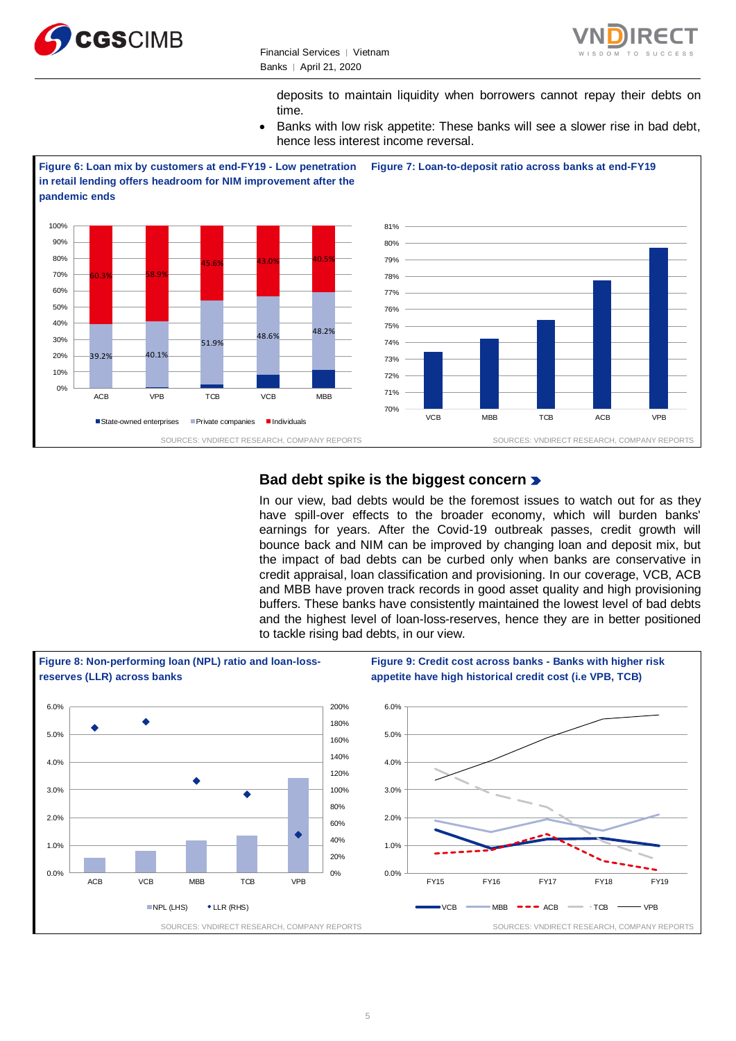deposits to maintain liquidity when borrowers cannot repay their debts on time.

- Banks with low risk appetite: These banks will see a slower rise in bad debt, hence less interest income reversal.

**Figure 6: Loan mix by customers at end-FY19 - Low penetration in retail lending offers headroom for NIM improvement after the pandemic ends**

| | ACB | VPB | TCB | VCB | MBB |
|---|---|---|---|---|---|
| Individuals | 60.3% | 58.9% | 45.6% | 43.0% | 40.5% |
| Private companies | 39.2% | 40.1% | 51.9% | 48.6% | 48.2% |

SOURCES: VNDIRECT RESEARCH, COMPANY REPORTS

**Figure 7: Loan-to-deposit ratio across banks at end-FY19**

SOURCES: VNDIRECT RESEARCH, COMPANY REPORTS

## Bad debt spike is the biggest concern

In our view, bad debts would be the foremost issues to watch out for as they have spill-over effects to the broader economy, which will burden banks' earnings for years. After the Covid-19 outbreak passes, credit growth will bounce back and NIM can be improved by changing loan and deposit mix, but the impact of bad debts can be curbed only when banks are conservative in credit appraisal, loan classification and provisioning. In our coverage, VCB, ACB and MBB have proven track records in good asset quality and high provisioning buffers. These banks have consistently maintained the lowest level of bad debts and the highest level of loan-loss-reserves, hence they are in better positioned to tackle rising bad debts, in our view.

**Figure 8: Non-performing loan (NPL) ratio and loan-loss-reserves (LLR) across banks**

SOURCES: VNDIRECT RESEARCH, COMPANY REPORTS

**Figure 9: Credit cost across banks - Banks with higher risk appetite have high historical credit cost (i.e VPB, TCB)**

SOURCES: VNDIRECT RESEARCH, COMPANY REPORTS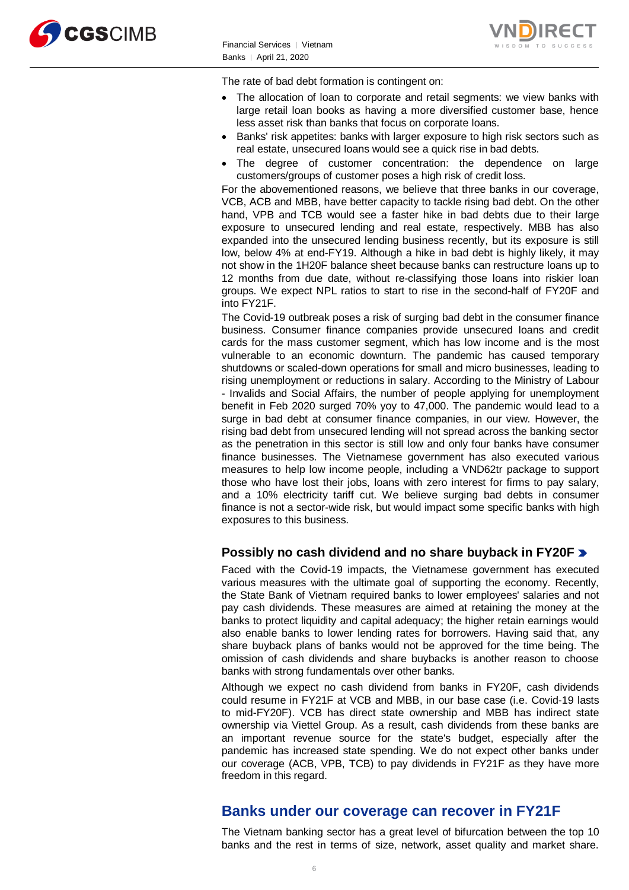The rate of bad debt formation is contingent on:

- The allocation of loan to corporate and retail segments: we view banks with large retail loan books as having a more diversified customer base, hence less asset risk than banks that focus on corporate loans.
- Banks' risk appetites: banks with larger exposure to high risk sectors such as real estate, unsecured loans would see a quick rise in bad debts.
- The degree of customer concentration: the dependence on large customers/groups of customer poses a high risk of credit loss.

For the abovementioned reasons, we believe that three banks in our coverage, VCB, ACB and MBB, have better capacity to tackle rising bad debt. On the other hand, VPB and TCB would see a faster hike in bad debts due to their large exposure to unsecured lending and real estate, respectively. MBB has also expanded into the unsecured lending business recently, but its exposure is still low, below 4% at end-FY19. Although a hike in bad debt is highly likely, it may not show in the 1H20F balance sheet because banks can restructure loans up to 12 months from due date, without re-classifying those loans into riskier loan groups. We expect NPL ratios to start to rise in the second-half of FY20F and into FY21F.

The Covid-19 outbreak poses a risk of surging bad debt in the consumer finance business. Consumer finance companies provide unsecured loans and credit cards for the mass customer segment, which has low income and is the most vulnerable to an economic downturn. The pandemic has caused temporary shutdowns or scaled-down operations for small and micro businesses, leading to rising unemployment or reductions in salary. According to the Ministry of Labour - Invalids and Social Affairs, the number of people applying for unemployment benefit in Feb 2020 surged 70% yoy to 47,000. The pandemic would lead to a surge in bad debt at consumer finance companies, in our view. However, the rising bad debt from unsecured lending will not spread across the banking sector as the penetration in this sector is still low and only four banks have consumer finance businesses. The Vietnamese government has also executed various measures to help low income people, including a VND62tr package to support those who have lost their jobs, loans with zero interest for firms to pay salary, and a 10% electricity tariff cut. We believe surging bad debts in consumer finance is not a sector-wide risk, but would impact some specific banks with high exposures to this business.

### Possibly no cash dividend and no share buyback in FY20F

Faced with the Covid-19 impacts, the Vietnamese government has executed various measures with the ultimate goal of supporting the economy. Recently, the State Bank of Vietnam required banks to lower employees' salaries and not pay cash dividends. These measures are aimed at retaining the money at the banks to protect liquidity and capital adequacy; the higher retain earnings would also enable banks to lower lending rates for borrowers. Having said that, any share buyback plans of banks would not be approved for the time being. The omission of cash dividends and share buybacks is another reason to choose banks with strong fundamentals over other banks.

Although we expect no cash dividend from banks in FY20F, cash dividends could resume in FY21F at VCB and MBB, in our base case (i.e. Covid-19 lasts to mid-FY20F). VCB has direct state ownership and MBB has indirect state ownership via Viettel Group. As a result, cash dividends from these banks are an important revenue source for the state's budget, especially after the pandemic has increased state spending. We do not expect other banks under our coverage (ACB, VPB, TCB) to pay dividends in FY21F as they have more freedom in this regard.

## Banks under our coverage can recover in FY21F

The Vietnam banking sector has a great level of bifurcation between the top 10 banks and the rest in terms of size, network, asset quality and market share.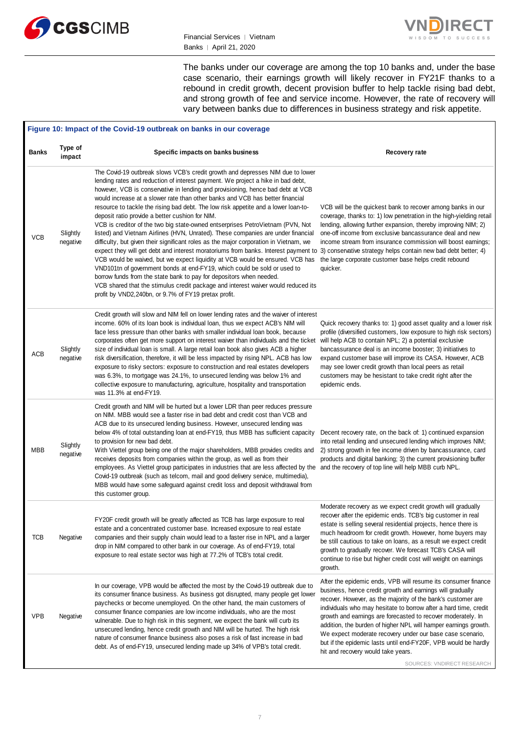The banks under our coverage are among the top 10 banks and, under the base case scenario, their earnings growth will likely recover in FY21F thanks to a rebound in credit growth, decent provision buffer to help tackle rising bad debt, and strong growth of fee and service income. However, the rate of recovery will vary between banks due to differences in business strategy and risk appetite.

**Figure 10: Impact of the Covid-19 outbreak on banks in our coverage**

| Banks | Type of impact | Specific impacts on banks business | Recovery rate |
|---|---|---|---|
| VCB | Slightly negative | The Covid-19 outbreak slows VCB's credit growth and depresses NIM due to lower lending rates and reduction of interest payment. We project a hike in bad debt, however, VCB is conservative in lending and provisioning, hence bad debt at VCB would increase at a slower rate than other banks and VCB has better financial resource to tackle the rising bad debt. Its low risk appetite and a lower loan-to-deposit ratio provide a better cushion for NIM. VCB is creditor of the two big state-owned entserprises PetroVietnam (PVN, Not listed) and Vietnam Airlines (HVN, Unrated). These companies are under financial difficulty, but given their significant roles as the major corporation in Vietnam, we expect they will get debt and interest moratoriums from banks. Interest payment to VCB would be waived, but we expect liquidity at VCB would be ensured. VCB has VND101tn of government bonds at end-FY19, which could be sold or used to borrow funds from the state bank to pay for depositors when needed. VCB shared that the stimulus credit package and interest waiver would reduced its profit by VND2,240bn, or 9.7% of FY19 pretax profit. | VCB will be the quickest bank to recover among banks in our coverage, thanks to: 1) low penetration in the high-yielding retail lending, allowing further expansion, thereby improving NIM; 2) one-off income from exclusive bancassurance deal and new income stream from insurance commission will boost earnings; 3) conservative strategy helps contain new bad debt better; 4) the large corporate customer base helps credit rebound quicker. |
| ACB | Slightly negative | Credit growth will slow and NIM fell on lower lending rates and the waiver of interest income. 60% of its loan book is individual loan, thus we expect ACB's NIM will face less pressure than other banks with smaller individual loan book, because corporates often get more support on interest waiver than individuals and the ticket size of individual loan is small. A large retail loan book also gives ACB a higher risk diversification, therefore, it will be less impacted by rising NPL. ACB has low exposure to risky sectors: exposure to construction and real estates developers was 6.3%, to mortgage was 24.1%, to unsecured lending was below 1% and collective exposure to manufacturing, agriculture, hospitality and transportation was 11.3% at end-FY19. | Quick recovery thanks to: 1) good asset quality and a lower risk profile (diversified customers, low exposure to high risk sectors) will help ACB to contain NPL; 2) a potential exclusive bancassurance deal is an income booster; 3) initiatives to expand customer base will improve its CASA. However, ACB may see lower credit growth than local peers as retail customers may be hesistant to take credit right after the epidemic ends. |
| MBB | Slightly negative | Credit growth and NIM will be hurted but a lower LDR than peer reduces pressure on NIM. MBB would see a faster rise in bad debt and credit cost than VCB and ACB due to its unsecured lending business. However, unsecured lending was below 4% of total outstanding loan at end-FY19, thus MBB has sufficient capacity to provision for new bad debt. With Viettel group being one of the major shareholders, MBB provides credits and receives deposits from companies within the group, as well as from their employees. As Viettel group participates in industries that are less affected by the Covid-19 outbreak (such as telcom, mail and good delivery service, multimedia), MBB would have some safeguard against credit loss and deposit withdrawal from this customer group. | Decent recovery rate, on the back of: 1) continued expansion into retail lending and unsecured lending which improves NIM; 2) strong growth in fee income driven by bancassurance, card products and digital banking; 3) the current provisioning buffer and the recovery of top line will help MBB curb NPL. |
| TCB | Negative | FY20F credit growth will be greatly affected as TCB has large exposure to real estate and a concentrated customer base. Increased exposure to real estate companies and their supply chain would lead to a faster rise in NPL and a larger drop in NIM compared to other bank in our coverage. As of end-FY19, total exposure to real estate sector was high at 77.2% of TCB's total credit. | Moderate recovery as we expect credit growth will gradually recover after the epidemic ends. TCB's big customer in real estate is selling several residential projects, hence there is much headroom for credit growth. However, home buyers may be still cautious to take on loans, as a result we expect credit growth to gradually recover. We forecast TCB's CASA will continue to rise but higher credit cost will weight on earnings growth. |
| VPB | Negative | In our coverage, VPB would be affected the most by the Covid-19 outbreak due to its consumer finance business. As business got disrupted, many people get lower paychecks or become unemployed. On the other hand, the main customers of consumer finance companies are low income individuals, who are the most vulnerable. Due to high risk in this segment, we expect the bank will curb its unsecured lending, hence credit growth and NIM will be hurted. The high risk nature of consumer finance business also poses a risk of fast increase in bad debt. As of end-FY19, unsecured lending made up 34% of VPB's total credit. | After the epidemic ends, VPB will resume its consumer finance business, hence credit growth and earnings will gradually recover. However, as the majority of the bank's customer are individuals who may hesitate to borrow after a hard time, credit growth and earnings are forecasted to recover moderately. In addition, the burden of higher NPL will hamper earnings growth. We expect moderate recovery under our base case scenario, but if the epidemic lasts until end-FY20F, VPB would be hardly hit and recovery would take years. |

SOURCES: VNDIRECT RESEARCH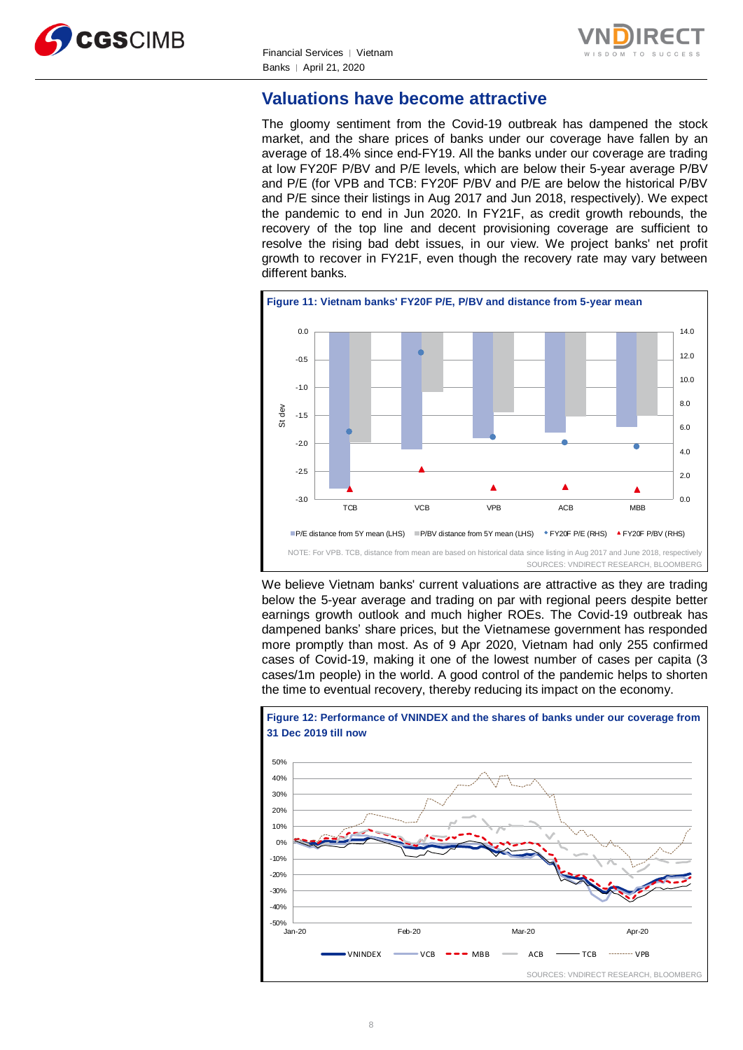## Valuations have become attractive

The gloomy sentiment from the Covid-19 outbreak has dampened the stock market, and the share prices of banks under our coverage have fallen by an average of 18.4% since end-FY19. All the banks under our coverage are trading at low FY20F P/BV and P/E levels, which are below their 5-year average P/BV and P/E (for VPB and TCB: FY20F P/BV and P/E are below the historical P/BV and P/E since their listings in Aug 2017 and Jun 2018, respectively). We expect the pandemic to end in Jun 2020. In FY21F, as credit growth rebounds, the recovery of the top line and decent provisioning coverage are sufficient to resolve the rising bad debt issues, in our view. We project banks' net profit growth to recover in FY21F, even though the recovery rate may vary between different banks.

**Figure 11: Vietnam banks' FY20F P/E, P/BV and distance from 5-year mean**

St dev

0.0
-0.5
-1.0
-1.5
-2.0
-2.5
-3.0

14.0
12.0
10.0
8.0
6.0
4.0
2.0
0.0

TCB
VCB
VPB
ACB
MBB

P/E distance from 5Y mean (LHS)
P/BV distance from 5Y mean (LHS)
FY20F P/E (RHS)
FY20F P/BV (RHS)

NOTE: For VPB. TCB, distance from mean are based on historical data since listing in Aug 2017 and June 2018, respectively

SOURCES: VNDIRECT RESEARCH, BLOOMBERG

We believe Vietnam banks' current valuations are attractive as they are trading below the 5-year average and trading on par with regional peers despite better earnings growth outlook and much higher ROEs. The Covid-19 outbreak has dampened banks' share prices, but the Vietnamese government has responded more promptly than most. As of 9 Apr 2020, Vietnam had only 255 confirmed cases of Covid-19, making it one of the lowest number of cases per capita (3 cases/1m people) in the world. A good control of the pandemic helps to shorten the time to eventual recovery, thereby reducing its impact on the economy.

**Figure 12: Performance of VNINDEX and the shares of banks under our coverage from 31 Dec 2019 till now**

50%
40%
30%
20%
10%
0%
-10%
-20%
-30%
-40%
-50%

Jan-20
Feb-20
Mar-20
Apr-20

VNINDEX
VCB
MBB
ACB
TCB
VPB

SOURCES: VNDIRECT RESEARCH, BLOOMBERG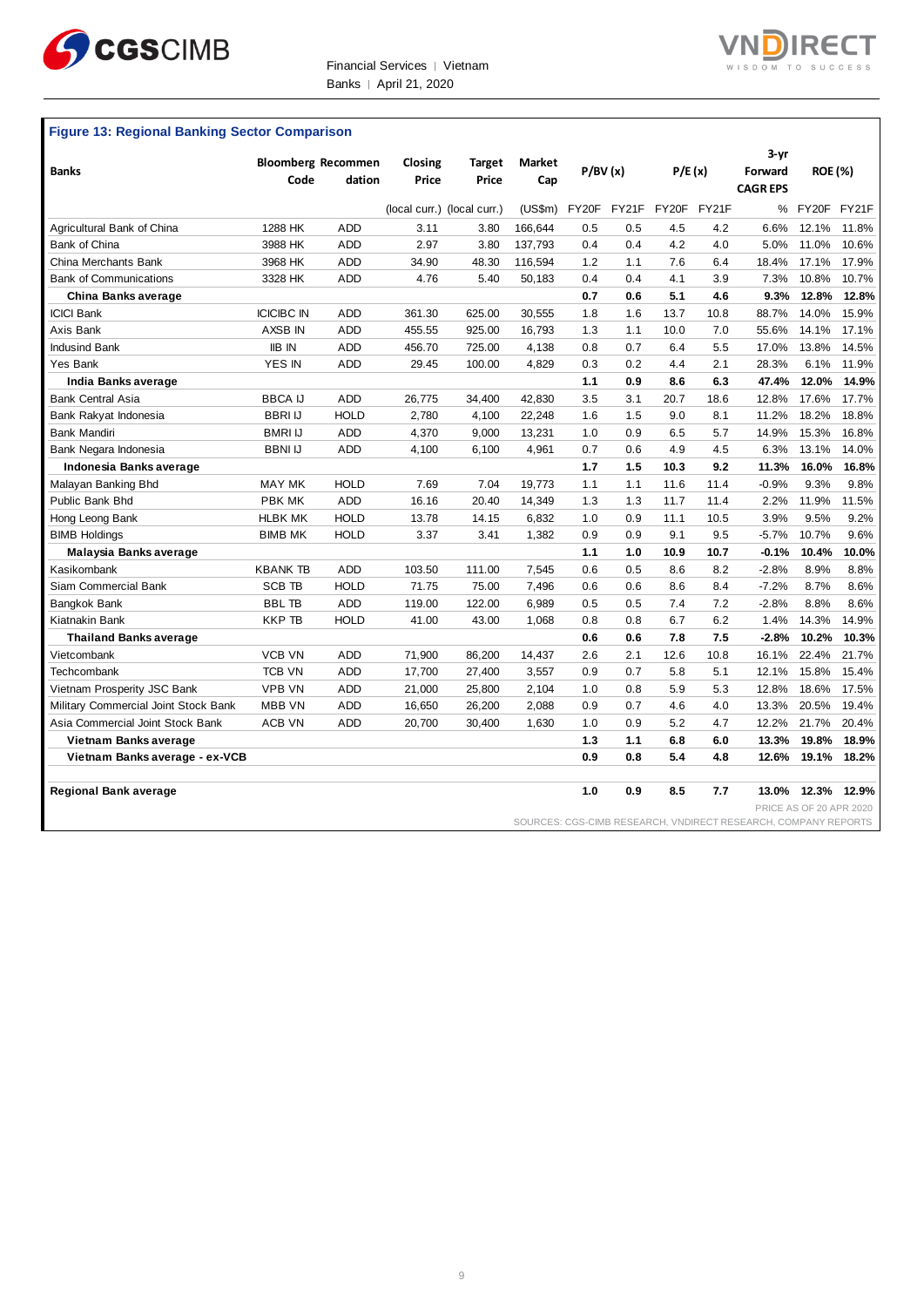**Figure 13: Regional Banking Sector Comparison**

| Banks | Bloomberg Code | Recommendation | Closing Price | Target Price | Market Cap | P/BV (x) | | P/E (x) | | 3-yr Forward CAGR EPS | ROE (%) | |
|---|---|---|---|---|---|---|---|---|---|---|---|---|
| | | | (local curr.) | (local curr.) | (US$m) | FY20F | FY21F | FY20F | FY21F | % | FY20F | FY21F |
| Agricultural Bank of China | 1288 HK | ADD | 3.11 | 3.80 | 166,644 | 0.5 | 0.5 | 4.5 | 4.2 | 6.6% | 12.1% | 11.8% |
| Bank of China | 3988 HK | ADD | 2.97 | 3.80 | 137,793 | 0.4 | 0.4 | 4.2 | 4.0 | 5.0% | 11.0% | 10.6% |
| China Merchants Bank | 3968 HK | ADD | 34.90 | 48.30 | 116,594 | 1.2 | 1.1 | 7.6 | 6.4 | 18.4% | 17.1% | 17.9% |
| Bank of Communications | 3328 HK | ADD | 4.76 | 5.40 | 50,183 | 0.4 | 0.4 | 4.1 | 3.9 | 7.3% | 10.8% | 10.7% |
| **China Banks average** | | | | | | **0.7** | **0.6** | **5.1** | **4.6** | **9.3%** | **12.8%** | **12.8%** |
| ICICI Bank | ICICIBC IN | ADD | 361.30 | 625.00 | 30,555 | 1.8 | 1.6 | 13.7 | 10.8 | 88.7% | 14.0% | 15.9% |
| Axis Bank | AXSB IN | ADD | 455.55 | 925.00 | 16,793 | 1.3 | 1.1 | 10.0 | 7.0 | 55.6% | 14.1% | 17.1% |
| Indusind Bank | IIB IN | ADD | 456.70 | 725.00 | 4,138 | 0.8 | 0.7 | 6.4 | 5.5 | 17.0% | 13.8% | 14.5% |
| Yes Bank | YES IN | ADD | 29.45 | 100.00 | 4,829 | 0.3 | 0.2 | 4.4 | 2.1 | 28.3% | 6.1% | 11.9% |
| **India Banks average** | | | | | | **1.1** | **0.9** | **8.6** | **6.3** | **47.4%** | **12.0%** | **14.9%** |
| Bank Central Asia | BBCA IJ | ADD | 26,775 | 34,400 | 42,830 | 3.5 | 3.1 | 20.7 | 18.6 | 12.8% | 17.6% | 17.7% |
| Bank Rakyat Indonesia | BBRI IJ | HOLD | 2,780 | 4,100 | 22,248 | 1.6 | 1.5 | 9.0 | 8.1 | 11.2% | 18.2% | 18.8% |
| Bank Mandiri | BMRI IJ | ADD | 4,370 | 9,000 | 13,231 | 1.0 | 0.9 | 6.5 | 5.7 | 14.9% | 15.3% | 16.8% |
| Bank Negara Indonesia | BBNI IJ | ADD | 4,100 | 6,100 | 4,961 | 0.7 | 0.6 | 4.9 | 4.5 | 6.3% | 13.1% | 14.0% |
| **Indonesia Banks average** | | | | | | **1.7** | **1.5** | **10.3** | **9.2** | **11.3%** | **16.0%** | **16.8%** |
| Malayan Banking Bhd | MAY MK | HOLD | 7.69 | 7.04 | 19,773 | 1.1 | 1.1 | 11.6 | 11.4 | -0.9% | 9.3% | 9.8% |
| Public Bank Bhd | PBK MK | ADD | 16.16 | 20.40 | 14,349 | 1.3 | 1.3 | 11.7 | 11.4 | 2.2% | 11.9% | 11.5% |
| Hong Leong Bank | HLBK MK | HOLD | 13.78 | 14.15 | 6,832 | 1.0 | 0.9 | 11.1 | 10.5 | 3.9% | 9.5% | 9.2% |
| BIMB Holdings | BIMB MK | HOLD | 3.37 | 3.41 | 1,382 | 0.9 | 0.9 | 9.1 | 9.5 | -5.7% | 10.7% | 9.6% |
| **Malaysia Banks average** | | | | | | **1.1** | **1.0** | **10.9** | **10.7** | **-0.1%** | **10.4%** | **10.0%** |
| Kasikornbank | KBANK TB | ADD | 103.50 | 111.00 | 7,545 | 0.6 | 0.5 | 8.6 | 8.2 | -2.8% | 8.9% | 8.8% |
| Siam Commercial Bank | SCB TB | HOLD | 71.75 | 75.00 | 7,496 | 0.6 | 0.6 | 8.6 | 8.4 | -7.2% | 8.7% | 8.6% |
| Bangkok Bank | BBL TB | ADD | 119.00 | 122.00 | 6,989 | 0.5 | 0.5 | 7.4 | 7.2 | -2.8% | 8.8% | 8.6% |
| Kiatnakin Bank | KKP TB | HOLD | 41.00 | 43.00 | 1,068 | 0.8 | 0.8 | 6.7 | 6.2 | 1.4% | 14.3% | 14.9% |
| **Thailand Banks average** | | | | | | **0.6** | **0.6** | **7.8** | **7.5** | **-2.8%** | **10.2%** | **10.3%** |
| Vietcombank | VCB VN | ADD | 71,900 | 86,200 | 14,437 | 2.6 | 2.1 | 12.6 | 10.8 | 16.1% | 22.4% | 21.7% |
| Techcombank | TCB VN | ADD | 17,700 | 27,400 | 3,557 | 0.9 | 0.7 | 5.8 | 5.1 | 12.1% | 15.8% | 15.4% |
| Vietnam Prosperity JSC Bank | VPB VN | ADD | 21,000 | 25,800 | 2,104 | 1.0 | 0.8 | 5.9 | 5.3 | 12.8% | 18.6% | 17.5% |
| Military Commercial Joint Stock Bank | MBB VN | ADD | 16,650 | 26,200 | 2,088 | 0.9 | 0.7 | 4.6 | 4.0 | 13.3% | 20.5% | 19.4% |
| Asia Commercial Joint Stock Bank | ACB VN | ADD | 20,700 | 30,400 | 1,630 | 1.0 | 0.9 | 5.2 | 4.7 | 12.2% | 21.7% | 20.4% |
| **Vietnam Banks average** | | | | | | **1.3** | **1.1** | **6.8** | **6.0** | **13.3%** | **19.8%** | **18.9%** |
| **Vietnam Banks average - ex-VCB** | | | | | | **0.9** | **0.8** | **5.4** | **4.8** | **12.6%** | **19.1%** | **18.2%** |
| **Regional Bank average** | | | | | | **1.0** | **0.9** | **8.5** | **7.7** | **13.0%** | **12.3%** | **12.9%** |

PRICE AS OF 20 APR 2020

SOURCES: CGS-CIMB RESEARCH, VNDIRECT RESEARCH, COMPANY REPORTS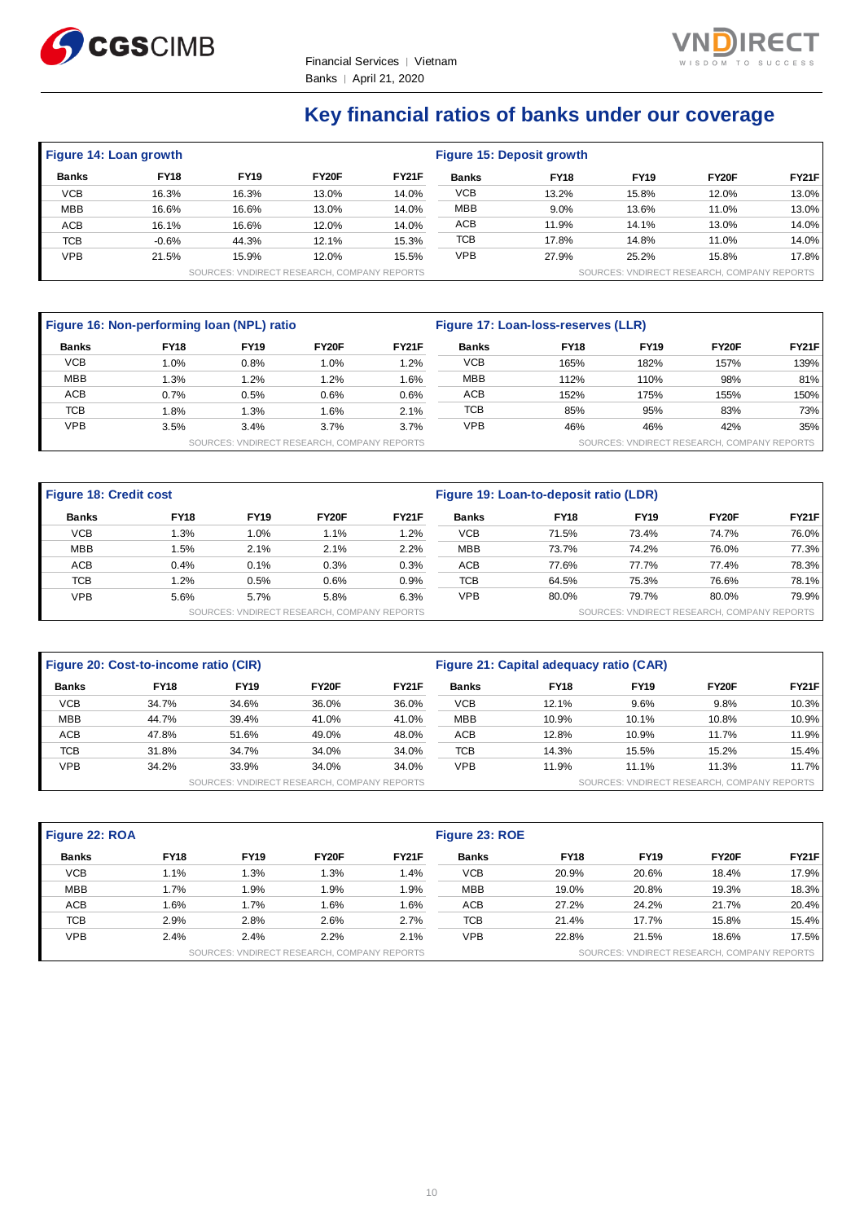# Key financial ratios of banks under our coverage

**Figure 14: Loan growth**

| Banks | FY18 | FY19 | FY20F | FY21F |
|---|---|---|---|---|
| VCB | 16.3% | 16.3% | 13.0% | 14.0% |
| MBB | 16.6% | 16.6% | 13.0% | 14.0% |
| ACB | 16.1% | 16.6% | 12.0% | 14.0% |
| TCB | -0.6% | 44.3% | 12.1% | 15.3% |
| VPB | 21.5% | 15.9% | 12.0% | 15.5% |

SOURCES: VNDIRECT RESEARCH, COMPANY REPORTS

**Figure 15: Deposit growth**

| Banks | FY18 | FY19 | FY20F | FY21F |
|---|---|---|---|---|
| VCB | 13.2% | 15.8% | 12.0% | 13.0% |
| MBB | 9.0% | 13.6% | 11.0% | 13.0% |
| ACB | 11.9% | 14.1% | 13.0% | 14.0% |
| TCB | 17.8% | 14.8% | 11.0% | 14.0% |
| VPB | 27.9% | 25.2% | 15.8% | 17.8% |

SOURCES: VNDIRECT RESEARCH, COMPANY REPORTS

**Figure 16: Non-performing loan (NPL) ratio**

| Banks | FY18 | FY19 | FY20F | FY21F |
|---|---|---|---|---|
| VCB | 1.0% | 0.8% | 1.0% | 1.2% |
| MBB | 1.3% | 1.2% | 1.2% | 1.6% |
| ACB | 0.7% | 0.5% | 0.6% | 0.6% |
| TCB | 1.8% | 1.3% | 1.6% | 2.1% |
| VPB | 3.5% | 3.4% | 3.7% | 3.7% |

SOURCES: VNDIRECT RESEARCH, COMPANY REPORTS

**Figure 17: Loan-loss-reserves (LLR)**

| Banks | FY18 | FY19 | FY20F | FY21F |
|---|---|---|---|---|
| VCB | 165% | 182% | 157% | 139% |
| MBB | 112% | 110% | 98% | 81% |
| ACB | 152% | 175% | 155% | 150% |
| TCB | 85% | 95% | 83% | 73% |
| VPB | 46% | 46% | 42% | 35% |

SOURCES: VNDIRECT RESEARCH, COMPANY REPORTS

**Figure 18: Credit cost**

| Banks | FY18 | FY19 | FY20F | FY21F |
|---|---|---|---|---|
| VCB | 1.3% | 1.0% | 1.1% | 1.2% |
| MBB | 1.5% | 2.1% | 2.1% | 2.2% |
| ACB | 0.4% | 0.1% | 0.3% | 0.3% |
| TCB | 1.2% | 0.5% | 0.6% | 0.9% |
| VPB | 5.6% | 5.7% | 5.8% | 6.3% |

SOURCES: VNDIRECT RESEARCH, COMPANY REPORTS

**Figure 19: Loan-to-deposit ratio (LDR)**

| Banks | FY18 | FY19 | FY20F | FY21F |
|---|---|---|---|---|
| VCB | 71.5% | 73.4% | 74.7% | 76.0% |
| MBB | 73.7% | 74.2% | 76.0% | 77.3% |
| ACB | 77.6% | 77.7% | 77.4% | 78.3% |
| TCB | 64.5% | 75.3% | 76.6% | 78.1% |
| VPB | 80.0% | 79.7% | 80.0% | 79.9% |

SOURCES: VNDIRECT RESEARCH, COMPANY REPORTS

**Figure 20: Cost-to-income ratio (CIR)**

| Banks | FY18 | FY19 | FY20F | FY21F |
|---|---|---|---|---|
| VCB | 34.7% | 34.6% | 36.0% | 36.0% |
| MBB | 44.7% | 39.4% | 41.0% | 41.0% |
| ACB | 47.8% | 51.6% | 49.0% | 48.0% |
| TCB | 31.8% | 34.7% | 34.0% | 34.0% |
| VPB | 34.2% | 33.9% | 34.0% | 34.0% |

SOURCES: VNDIRECT RESEARCH, COMPANY REPORTS

**Figure 21: Capital adequacy ratio (CAR)**

| Banks | FY18 | FY19 | FY20F | FY21F |
|---|---|---|---|---|
| VCB | 12.1% | 9.6% | 9.8% | 10.3% |
| MBB | 10.9% | 10.1% | 10.8% | 10.9% |
| ACB | 12.8% | 10.9% | 11.7% | 11.9% |
| TCB | 14.3% | 15.5% | 15.2% | 15.4% |
| VPB | 11.9% | 11.1% | 11.3% | 11.7% |

SOURCES: VNDIRECT RESEARCH, COMPANY REPORTS

**Figure 22: ROA**

| Banks | FY18 | FY19 | FY20F | FY21F |
|---|---|---|---|---|
| VCB | 1.1% | 1.3% | 1.3% | 1.4% |
| MBB | 1.7% | 1.9% | 1.9% | 1.9% |
| ACB | 1.6% | 1.7% | 1.6% | 1.6% |
| TCB | 2.9% | 2.8% | 2.6% | 2.7% |
| VPB | 2.4% | 2.4% | 2.2% | 2.1% |

SOURCES: VNDIRECT RESEARCH, COMPANY REPORTS

**Figure 23: ROE**

| Banks | FY18 | FY19 | FY20F | FY21F |
|---|---|---|---|---|
| VCB | 20.9% | 20.6% | 18.4% | 17.9% |
| MBB | 19.0% | 20.8% | 19.3% | 18.3% |
| ACB | 27.2% | 24.2% | 21.7% | 20.4% |
| TCB | 21.4% | 17.7% | 15.8% | 15.4% |
| VPB | 22.8% | 21.5% | 18.6% | 17.5% |

SOURCES: VNDIRECT RESEARCH, COMPANY REPORTS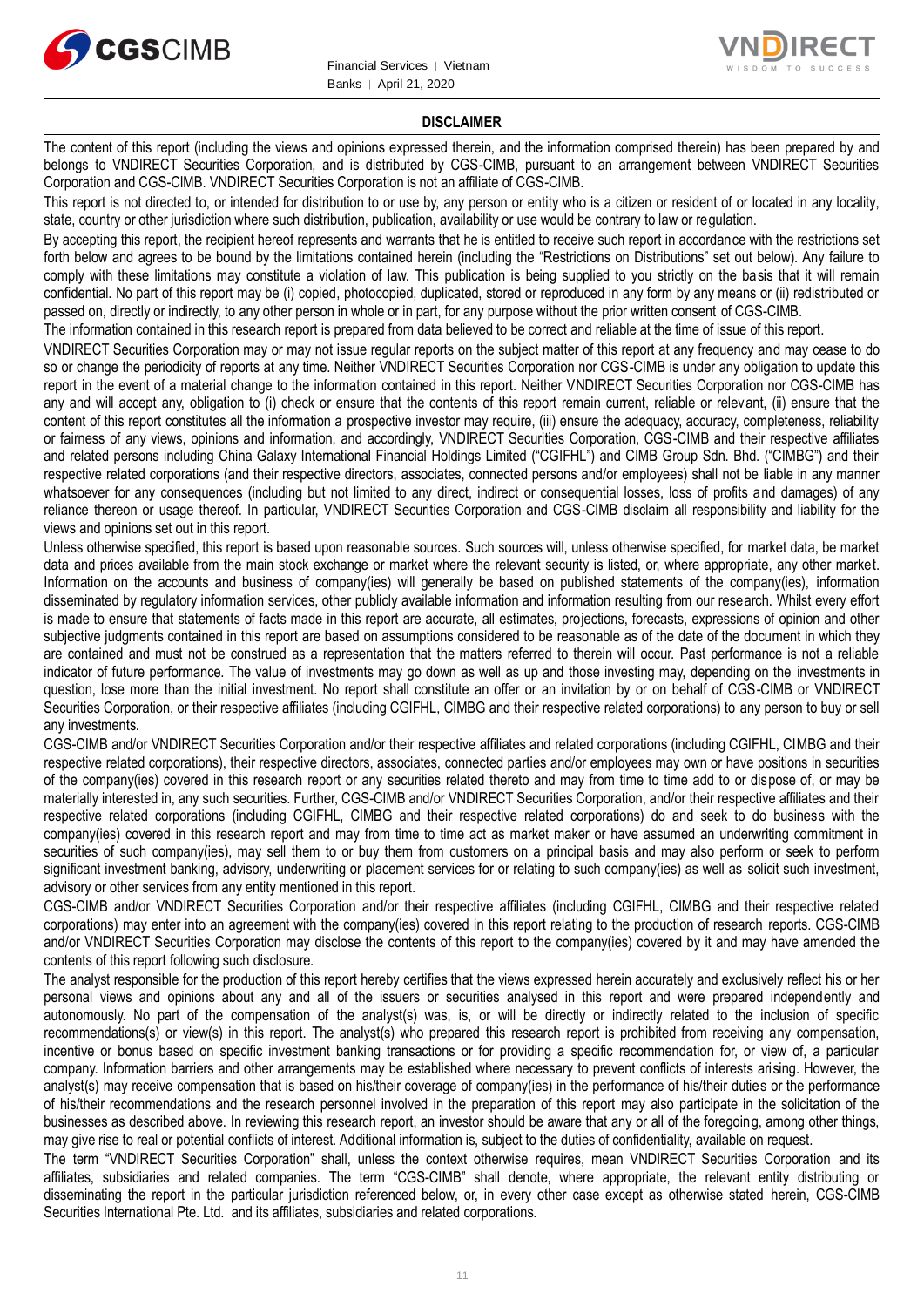## DISCLAIMER

The content of this report (including the views and opinions expressed therein, and the information comprised therein) has been prepared by and belongs to VNDIRECT Securities Corporation, and is distributed by CGS-CIMB, pursuant to an arrangement between VNDIRECT Securities Corporation and CGS-CIMB. VNDIRECT Securities Corporation is not an affiliate of CGS-CIMB.

This report is not directed to, or intended for distribution to or use by, any person or entity who is a citizen or resident of or located in any locality, state, country or other jurisdiction where such distribution, publication, availability or use would be contrary to law or regulation.

By accepting this report, the recipient hereof represents and warrants that he is entitled to receive such report in accordance with the restrictions set forth below and agrees to be bound by the limitations contained herein (including the "Restrictions on Distributions" set out below). Any failure to comply with these limitations may constitute a violation of law. This publication is being supplied to you strictly on the basis that it will remain confidential. No part of this report may be (i) copied, photocopied, duplicated, stored or reproduced in any form by any means or (ii) redistributed or passed on, directly or indirectly, to any other person in whole or in part, for any purpose without the prior written consent of CGS-CIMB.

The information contained in this research report is prepared from data believed to be correct and reliable at the time of issue of this report.

VNDIRECT Securities Corporation may or may not issue regular reports on the subject matter of this report at any frequency and may cease to do so or change the periodicity of reports at any time. Neither VNDIRECT Securities Corporation nor CGS-CIMB is under any obligation to update this report in the event of a material change to the information contained in this report. Neither VNDIRECT Securities Corporation nor CGS-CIMB has any and will accept any, obligation to (i) check or ensure that the contents of this report remain current, reliable or relevant, (ii) ensure that the content of this report constitutes all the information a prospective investor may require, (iii) ensure the adequacy, accuracy, completeness, reliability or fairness of any views, opinions and information, and accordingly, VNDIRECT Securities Corporation, CGS-CIMB and their respective affiliates and related persons including China Galaxy International Financial Holdings Limited ("CGIFHL") and CIMB Group Sdn. Bhd. ("CIMBG") and their respective related corporations (and their respective directors, associates, connected persons and/or employees) shall not be liable in any manner whatsoever for any consequences (including but not limited to any direct, indirect or consequential losses, loss of profits and damages) of any reliance thereon or usage thereof. In particular, VNDIRECT Securities Corporation and CGS-CIMB disclaim all responsibility and liability for the views and opinions set out in this report.

Unless otherwise specified, this report is based upon reasonable sources. Such sources will, unless otherwise specified, for market data, be market data and prices available from the main stock exchange or market where the relevant security is listed, or, where appropriate, any other market. Information on the accounts and business of company(ies) will generally be based on published statements of the company(ies), information disseminated by regulatory information services, other publicly available information and information resulting from our research. Whilst every effort is made to ensure that statements of facts made in this report are accurate, all estimates, projections, forecasts, expressions of opinion and other subjective judgments contained in this report are based on assumptions considered to be reasonable as of the date of the document in which they are contained and must not be construed as a representation that the matters referred to therein will occur. Past performance is not a reliable indicator of future performance. The value of investments may go down as well as up and those investing may, depending on the investments in question, lose more than the initial investment. No report shall constitute an offer or an invitation by or on behalf of CGS-CIMB or VNDIRECT Securities Corporation, or their respective affiliates (including CGIFHL, CIMBG and their respective related corporations) to any person to buy or sell any investments.

CGS-CIMB and/or VNDIRECT Securities Corporation and/or their respective affiliates and related corporations (including CGIFHL, CIMBG and their respective related corporations), their respective directors, associates, connected parties and/or employees may own or have positions in securities of the company(ies) covered in this research report or any securities related thereto and may from time to time add to or dispose of, or may be materially interested in, any such securities. Further, CGS-CIMB and/or VNDIRECT Securities Corporation, and/or their respective affiliates and their respective related corporations (including CGIFHL, CIMBG and their respective related corporations) do and seek to do business with the company(ies) covered in this research report and may from time to time act as market maker or have assumed an underwriting commitment in securities of such company(ies), may sell them to or buy them from customers on a principal basis and may also perform or seek to perform significant investment banking, advisory, underwriting or placement services for or relating to such company(ies) as well as solicit such investment, advisory or other services from any entity mentioned in this report.

CGS-CIMB and/or VNDIRECT Securities Corporation and/or their respective affiliates (including CGIFHL, CIMBG and their respective related corporations) may enter into an agreement with the company(ies) covered in this report relating to the production of research reports. CGS-CIMB and/or VNDIRECT Securities Corporation may disclose the contents of this report to the company(ies) covered by it and may have amended the contents of this report following such disclosure.

The analyst responsible for the production of this report hereby certifies that the views expressed herein accurately and exclusively reflect his or her personal views and opinions about any and all of the issuers or securities analysed in this report and were prepared independently and autonomously. No part of the compensation of the analyst(s) was, is, or will be directly or indirectly related to the inclusion of specific recommendations(s) or view(s) in this report. The analyst(s) who prepared this research report is prohibited from receiving any compensation, incentive or bonus based on specific investment banking transactions or for providing a specific recommendation for, or view of, a particular company. Information barriers and other arrangements may be established where necessary to prevent conflicts of interests arising. However, the analyst(s) may receive compensation that is based on his/their coverage of company(ies) in the performance of his/their duties or the performance of his/their recommendations and the research personnel involved in the preparation of this report may also participate in the solicitation of the businesses as described above. In reviewing this research report, an investor should be aware that any or all of the foregoing, among other things, may give rise to real or potential conflicts of interest. Additional information is, subject to the duties of confidentiality, available on request.

The term "VNDIRECT Securities Corporation" shall, unless the context otherwise requires, mean VNDIRECT Securities Corporation and its affiliates, subsidiaries and related companies. The term "CGS-CIMB" shall denote, where appropriate, the relevant entity distributing or disseminating the report in the particular jurisdiction referenced below, or, in every other case except as otherwise stated herein, CGS-CIMB Securities International Pte. Ltd. and its affiliates, subsidiaries and related corporations.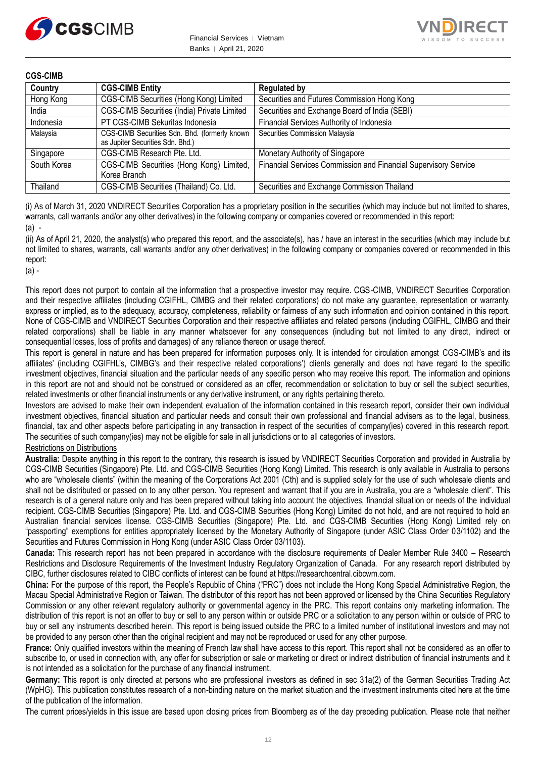**CGS-CIMB**

| Country | CGS-CIMB Entity | Regulated by |
|---|---|---|
| Hong Kong | CGS-CIMB Securities (Hong Kong) Limited | Securities and Futures Commission Hong Kong |
| India | CGS-CIMB Securities (India) Private Limited | Securities and Exchange Board of India (SEBI) |
| Indonesia | PT CGS-CIMB Sekuritas Indonesia | Financial Services Authority of Indonesia |
| Malaysia | CGS-CIMB Securities Sdn. Bhd. (formerly known as Jupiter Securities Sdn. Bhd.) | Securities Commission Malaysia |
| Singapore | CGS-CIMB Research Pte. Ltd. | Monetary Authority of Singapore |
| South Korea | CGS-CIMB Securities (Hong Kong) Limited, Korea Branch | Financial Services Commission and Financial Supervisory Service |
| Thailand | CGS-CIMB Securities (Thailand) Co. Ltd. | Securities and Exchange Commission Thailand |

(i) As of March 31, 2020 VNDIRECT Securities Corporation has a proprietary position in the securities (which may include but not limited to shares, warrants, call warrants and/or any other derivatives) in the following company or companies covered or recommended in this report:
(a) -

(ii) As of April 21, 2020, the analyst(s) who prepared this report, and the associate(s), has / have an interest in the securities (which may include but not limited to shares, warrants, call warrants and/or any other derivatives) in the following company or companies covered or recommended in this report:
(a) -

This report does not purport to contain all the information that a prospective investor may require. CGS-CIMB, VNDIRECT Securities Corporation and their respective affiliates (including CGIFHL, CIMBG and their related corporations) do not make any guarantee, representation or warranty, express or implied, as to the adequacy, accuracy, completeness, reliability or fairness of any such information and opinion contained in this report. None of CGS-CIMB and VNDIRECT Securities Corporation and their respective affiliates and related persons (including CGIFHL, CIMBG and their related corporations) shall be liable in any manner whatsoever for any consequences (including but not limited to any direct, indirect or consequential losses, loss of profits and damages) of any reliance thereon or usage thereof.

This report is general in nature and has been prepared for information purposes only. It is intended for circulation amongst CGS-CIMB's and its affiliates' (including CGIFHL's, CIMBG's and their respective related corporations') clients generally and does not have regard to the specific investment objectives, financial situation and the particular needs of any specific person who may receive this report. The information and opinions in this report are not and should not be construed or considered as an offer, recommendation or solicitation to buy or sell the subject securities, related investments or other financial instruments or any derivative instrument, or any rights pertaining thereto.

Investors are advised to make their own independent evaluation of the information contained in this research report, consider their own individual investment objectives, financial situation and particular needs and consult their own professional and financial advisers as to the legal, business, financial, tax and other aspects before participating in any transaction in respect of the securities of company(ies) covered in this research report. The securities of such company(ies) may not be eligible for sale in all jurisdictions or to all categories of investors.

Restrictions on Distributions

**Australia:** Despite anything in this report to the contrary, this research is issued by VNDIRECT Securities Corporation and provided in Australia by CGS-CIMB Securities (Singapore) Pte. Ltd. and CGS-CIMB Securities (Hong Kong) Limited. This research is only available in Australia to persons who are "wholesale clients" (within the meaning of the Corporations Act 2001 (Cth) and is supplied solely for the use of such wholesale clients and shall not be distributed or passed on to any other person. You represent and warrant that if you are in Australia, you are a "wholesale client". This research is of a general nature only and has been prepared without taking into account the objectives, financial situation or needs of the individual recipient. CGS-CIMB Securities (Singapore) Pte. Ltd. and CGS-CIMB Securities (Hong Kong) Limited do not hold, and are not required to hold an Australian financial services license. CGS-CIMB Securities (Singapore) Pte. Ltd. and CGS-CIMB Securities (Hong Kong) Limited rely on "passporting" exemptions for entities appropriately licensed by the Monetary Authority of Singapore (under ASIC Class Order 03/1102) and the Securities and Futures Commission in Hong Kong (under ASIC Class Order 03/1103).

**Canada:** This research report has not been prepared in accordance with the disclosure requirements of Dealer Member Rule 3400 – Research Restrictions and Disclosure Requirements of the Investment Industry Regulatory Organization of Canada. For any research report distributed by CIBC, further disclosures related to CIBC conflicts of interest can be found at https://researchcentral.cibcwm.com.

**China:** For the purpose of this report, the People's Republic of China ("PRC") does not include the Hong Kong Special Administrative Region, the Macau Special Administrative Region or Taiwan. The distributor of this report has not been approved or licensed by the China Securities Regulatory Commission or any other relevant regulatory authority or governmental agency in the PRC. This report contains only marketing information. The distribution of this report is not an offer to buy or sell to any person within or outside PRC or a solicitation to any person within or outside of PRC to buy or sell any instruments described herein. This report is being issued outside the PRC to a limited number of institutional investors and may not be provided to any person other than the original recipient and may not be reproduced or used for any other purpose.

**France:** Only qualified investors within the meaning of French law shall have access to this report. This report shall not be considered as an offer to subscribe to, or used in connection with, any offer for subscription or sale or marketing or direct or indirect distribution of financial instruments and it is not intended as a solicitation for the purchase of any financial instrument.

**Germany:** This report is only directed at persons who are professional investors as defined in sec 31a(2) of the German Securities Trading Act (WpHG). This publication constitutes research of a non-binding nature on the market situation and the investment instruments cited here at the time of the publication of the information.

The current prices/yields in this issue are based upon closing prices from Bloomberg as of the day preceding publication. Please note that neither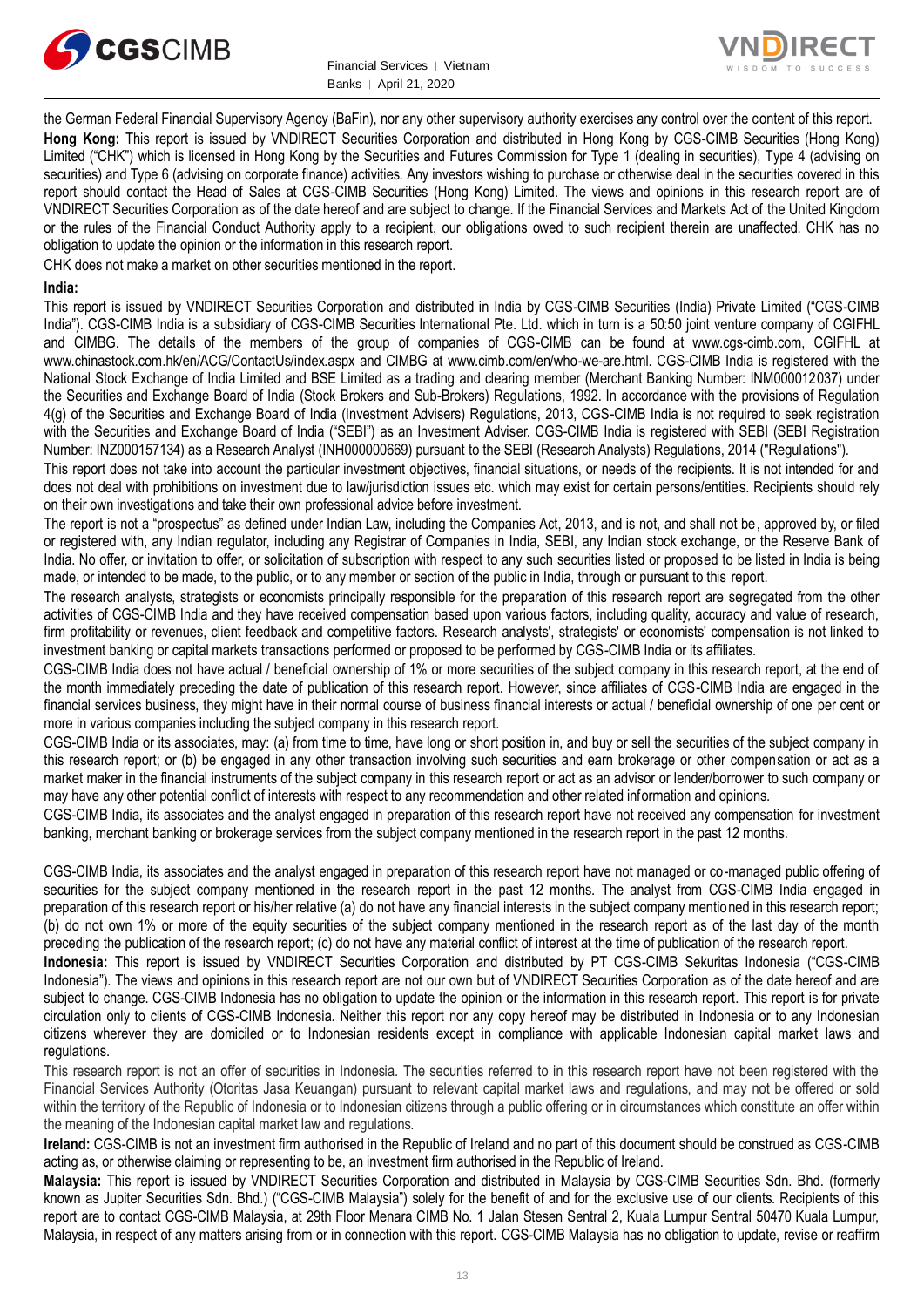the German Federal Financial Supervisory Agency (BaFin), nor any other supervisory authority exercises any control over the content of this report.

**Hong Kong:** This report is issued by VNDIRECT Securities Corporation and distributed in Hong Kong by CGS-CIMB Securities (Hong Kong) Limited ("CHK") which is licensed in Hong Kong by the Securities and Futures Commission for Type 1 (dealing in securities), Type 4 (advising on securities) and Type 6 (advising on corporate finance) activities. Any investors wishing to purchase or otherwise deal in the securities covered in this report should contact the Head of Sales at CGS-CIMB Securities (Hong Kong) Limited. The views and opinions in this research report are of VNDIRECT Securities Corporation as of the date hereof and are subject to change. If the Financial Services and Markets Act of the United Kingdom or the rules of the Financial Conduct Authority apply to a recipient, our obligations owed to such recipient therein are unaffected. CHK has no obligation to update the opinion or the information in this research report.

CHK does not make a market on other securities mentioned in the report.

**India:**

This report is issued by VNDIRECT Securities Corporation and distributed in India by CGS-CIMB Securities (India) Private Limited ("CGS-CIMB India"). CGS-CIMB India is a subsidiary of CGS-CIMB Securities International Pte. Ltd. which in turn is a 50:50 joint venture company of CGIFHL and CIMBG. The details of the members of the group of companies of CGS-CIMB can be found at www.cgs-cimb.com, CGIFHL at www.chinastock.com.hk/en/ACG/ContactUs/index.aspx and CIMBG at www.cimb.com/en/who-we-are.html. CGS-CIMB India is registered with the National Stock Exchange of India Limited and BSE Limited as a trading and clearing member (Merchant Banking Number: INM000012037) under the Securities and Exchange Board of India (Stock Brokers and Sub-Brokers) Regulations, 1992. In accordance with the provisions of Regulation 4(g) of the Securities and Exchange Board of India (Investment Advisers) Regulations, 2013, CGS-CIMB India is not required to seek registration with the Securities and Exchange Board of India ("SEBI") as an Investment Adviser. CGS-CIMB India is registered with SEBI (SEBI Registration Number: INZ000157134) as a Research Analyst (INH000000669) pursuant to the SEBI (Research Analysts) Regulations, 2014 ("Regulations").

This report does not take into account the particular investment objectives, financial situations, or needs of the recipients. It is not intended for and does not deal with prohibitions on investment due to law/jurisdiction issues etc. which may exist for certain persons/entities. Recipients should rely on their own investigations and take their own professional advice before investment.

The report is not a "prospectus" as defined under Indian Law, including the Companies Act, 2013, and is not, and shall not be, approved by, or filed or registered with, any Indian regulator, including any Registrar of Companies in India, SEBI, any Indian stock exchange, or the Reserve Bank of India. No offer, or invitation to offer, or solicitation of subscription with respect to any such securities listed or proposed to be listed in India is being made, or intended to be made, to the public, or to any member or section of the public in India, through or pursuant to this report.

The research analysts, strategists or economists principally responsible for the preparation of this research report are segregated from the other activities of CGS-CIMB India and they have received compensation based upon various factors, including quality, accuracy and value of research, firm profitability or revenues, client feedback and competitive factors. Research analysts', strategists' or economists' compensation is not linked to investment banking or capital markets transactions performed or proposed to be performed by CGS-CIMB India or its affiliates.

CGS-CIMB India does not have actual / beneficial ownership of 1% or more securities of the subject company in this research report, at the end of the month immediately preceding the date of publication of this research report. However, since affiliates of CGS-CIMB India are engaged in the financial services business, they might have in their normal course of business financial interests or actual / beneficial ownership of one per cent or more in various companies including the subject company in this research report.

CGS-CIMB India or its associates, may: (a) from time to time, have long or short position in, and buy or sell the securities of the subject company in this research report; or (b) be engaged in any other transaction involving such securities and earn brokerage or other compensation or act as a market maker in the financial instruments of the subject company in this research report or act as an advisor or lender/borrower to such company or may have any other potential conflict of interests with respect to any recommendation and other related information and opinions.

CGS-CIMB India, its associates and the analyst engaged in preparation of this research report have not received any compensation for investment banking, merchant banking or brokerage services from the subject company mentioned in the research report in the past 12 months.

CGS-CIMB India, its associates and the analyst engaged in preparation of this research report have not managed or co-managed public offering of securities for the subject company mentioned in the research report in the past 12 months. The analyst from CGS-CIMB India engaged in preparation of this research report or his/her relative (a) do not have any financial interests in the subject company mentioned in this research report; (b) do not own 1% or more of the equity securities of the subject company mentioned in the research report as of the last day of the month preceding the publication of the research report; (c) do not have any material conflict of interest at the time of publication of the research report.

**Indonesia:** This report is issued by VNDIRECT Securities Corporation and distributed by PT CGS-CIMB Sekuritas Indonesia ("CGS-CIMB Indonesia"). The views and opinions in this research report are not our own but of VNDIRECT Securities Corporation as of the date hereof and are subject to change. CGS-CIMB Indonesia has no obligation to update the opinion or the information in this research report. This report is for private circulation only to clients of CGS-CIMB Indonesia. Neither this report nor any copy hereof may be distributed in Indonesia or to any Indonesian citizens wherever they are domiciled or to Indonesian residents except in compliance with applicable Indonesian capital market laws and regulations.

This research report is not an offer of securities in Indonesia. The securities referred to in this research report have not been registered with the Financial Services Authority (Otoritas Jasa Keuangan) pursuant to relevant capital market laws and regulations, and may not be offered or sold within the territory of the Republic of Indonesia or to Indonesian citizens through a public offering or in circumstances which constitute an offer within the meaning of the Indonesian capital market law and regulations.

**Ireland:** CGS-CIMB is not an investment firm authorised in the Republic of Ireland and no part of this document should be construed as CGS-CIMB acting as, or otherwise claiming or representing to be, an investment firm authorised in the Republic of Ireland.

**Malaysia:** This report is issued by VNDIRECT Securities Corporation and distributed in Malaysia by CGS-CIMB Securities Sdn. Bhd. (formerly known as Jupiter Securities Sdn. Bhd.) ("CGS-CIMB Malaysia") solely for the benefit of and for the exclusive use of our clients. Recipients of this report are to contact CGS-CIMB Malaysia, at 29th Floor Menara CIMB No. 1 Jalan Stesen Sentral 2, Kuala Lumpur Sentral 50470 Kuala Lumpur, Malaysia, in respect of any matters arising from or in connection with this report. CGS-CIMB Malaysia has no obligation to update, revise or reaffirm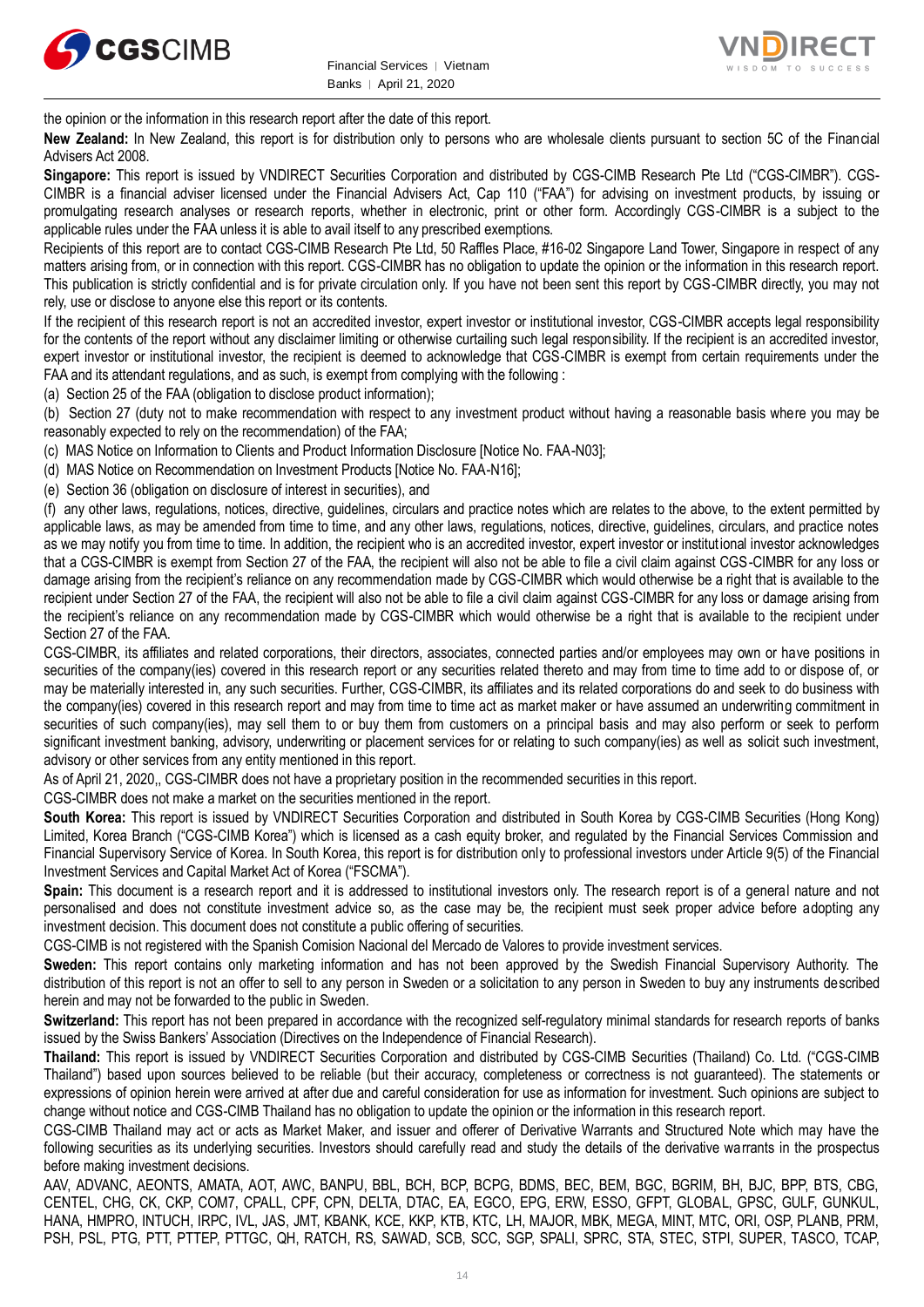the opinion or the information in this research report after the date of this report.

**New Zealand:** In New Zealand, this report is for distribution only to persons who are wholesale clients pursuant to section 5C of the Financial Advisers Act 2008.

**Singapore:** This report is issued by VNDIRECT Securities Corporation and distributed by CGS-CIMB Research Pte Ltd ("CGS-CIMBR"). CGS-CIMBR is a financial adviser licensed under the Financial Advisers Act, Cap 110 ("FAA") for advising on investment products, by issuing or promulgating research analyses or research reports, whether in electronic, print or other form. Accordingly CGS-CIMBR is a subject to the applicable rules under the FAA unless it is able to avail itself to any prescribed exemptions.

Recipients of this report are to contact CGS-CIMB Research Pte Ltd, 50 Raffles Place, #16-02 Singapore Land Tower, Singapore in respect of any matters arising from, or in connection with this report. CGS-CIMBR has no obligation to update the opinion or the information in this research report. This publication is strictly confidential and is for private circulation only. If you have not been sent this report by CGS-CIMBR directly, you may not rely, use or disclose to anyone else this report or its contents.

If the recipient of this research report is not an accredited investor, expert investor or institutional investor, CGS-CIMBR accepts legal responsibility for the contents of the report without any disclaimer limiting or otherwise curtailing such legal responsibility. If the recipient is an accredited investor, expert investor or institutional investor, the recipient is deemed to acknowledge that CGS-CIMBR is exempt from certain requirements under the FAA and its attendant regulations, and as such, is exempt from complying with the following :

(a) Section 25 of the FAA (obligation to disclose product information);

(b) Section 27 (duty not to make recommendation with respect to any investment product without having a reasonable basis where you may be reasonably expected to rely on the recommendation) of the FAA;

(c) MAS Notice on Information to Clients and Product Information Disclosure [Notice No. FAA-N03];

(d) MAS Notice on Recommendation on Investment Products [Notice No. FAA-N16];

(e) Section 36 (obligation on disclosure of interest in securities), and

(f) any other laws, regulations, notices, directive, guidelines, circulars and practice notes which are relates to the above, to the extent permitted by applicable laws, as may be amended from time to time, and any other laws, regulations, notices, directive, guidelines, circulars, and practice notes as we may notify you from time to time. In addition, the recipient who is an accredited investor, expert investor or institutional investor acknowledges that a CGS-CIMBR is exempt from Section 27 of the FAA, the recipient will also not be able to file a civil claim against CGS-CIMBR for any loss or damage arising from the recipient's reliance on any recommendation made by CGS-CIMBR which would otherwise be a right that is available to the recipient under Section 27 of the FAA, the recipient will also not be able to file a civil claim against CGS-CIMBR for any loss or damage arising from the recipient's reliance on any recommendation made by CGS-CIMBR which would otherwise be a right that is available to the recipient under Section 27 of the FAA.

CGS-CIMBR, its affiliates and related corporations, their directors, associates, connected parties and/or employees may own or have positions in securities of the company(ies) covered in this research report or any securities related thereto and may from time to time add to or dispose of, or may be materially interested in, any such securities. Further, CGS-CIMBR, its affiliates and related corporations do and seek to do business with the company(ies) covered in this research report and may from time to time act as market maker or have assumed an underwriting commitment in securities of such company(ies), may sell them to or buy them from customers on a principal basis and may also perform or seek to perform significant investment banking, advisory, underwriting or placement services for or relating to such company(ies) as well as solicit such investment, advisory or other services from any entity mentioned in this report.

As of April 21, 2020,, CGS-CIMBR does not have a proprietary position in the recommended securities in this report.

CGS-CIMBR does not make a market on the securities mentioned in the report.

**South Korea:** This report is issued by VNDIRECT Securities Corporation and distributed in South Korea by CGS-CIMB Securities (Hong Kong) Limited, Korea Branch ("CGS-CIMB Korea") which is licensed as a cash equity broker, and regulated by the Financial Services Commission and Financial Supervisory Service of Korea. In South Korea, this report is for distribution only to professional investors under Article 9(5) of the Financial Investment Services and Capital Market Act of Korea ("FSCMA").

**Spain:** This document is a research report and it is addressed to institutional investors only. The research report is of a general nature and not personalised and does not constitute investment advice so, as the case may be, the recipient must seek proper advice before adopting any investment decision. This document does not constitute a public offering of securities.

CGS-CIMB is not registered with the Spanish Comision Nacional del Mercado de Valores to provide investment services.

**Sweden:** This report contains only marketing information and has not been approved by the Swedish Financial Supervisory Authority. The distribution of this report is not an offer to sell to any person in Sweden or a solicitation to any person in Sweden to buy any instruments described herein and may not be forwarded to the public in Sweden.

**Switzerland:** This report has not been prepared in accordance with the recognized self-regulatory minimal standards for research reports of banks issued by the Swiss Bankers' Association (Directives on the Independence of Financial Research).

**Thailand:** This report is issued by VNDIRECT Securities Corporation and distributed by CGS-CIMB Securities (Thailand) Co. Ltd. ("CGS-CIMB Thailand") based upon sources believed to be reliable (but their accuracy, completeness or correctness is not guaranteed). The statements or expressions of opinion herein were arrived at after due and careful consideration for use as information for investment. Such opinions are subject to change without notice and CGS-CIMB Thailand has no obligation to update the opinion or the information in this research report.

CGS-CIMB Thailand may act or acts as Market Maker, and issuer and offerer of Derivative Warrants and Structured Note which may have the following securities as its underlying securities. Investors should carefully read and study the details of the derivative warrants in the prospectus before making investment decisions.

AAV, ADVANC, AEONTS, AMATA, AOT, AWC, BANPU, BBL, BCH, BCP, BCPG, BDMS, BEC, BEM, BGC, BGRIM, BH, BJC, BPP, BTS, CBG, CENTEL, CHG, CK, CKP, COM7, CPALL, CPF, CPN, DELTA, DTAC, EA, EGCO, EPG, ERW, ESSO, GFPT, GLOBAL, GPSC, GULF, GUNKUL, HANA, HMPRO, INTUCH, IRPC, IVL, JAS, JMT, KBANK, KCE, KKP, KTB, KTC, LH, MAJOR, MBK, MEGA, MINT, MTC, ORI, OSP, PLANB, PRM, PSH, PSL, PTG, PTT, PTTEP, PTTGC, QH, RATCH, RS, SAWAD, SCB, SCC, SGP, SPALI, SPRC, STA, STEC, STPI, SUPER, TASCO, TCAP,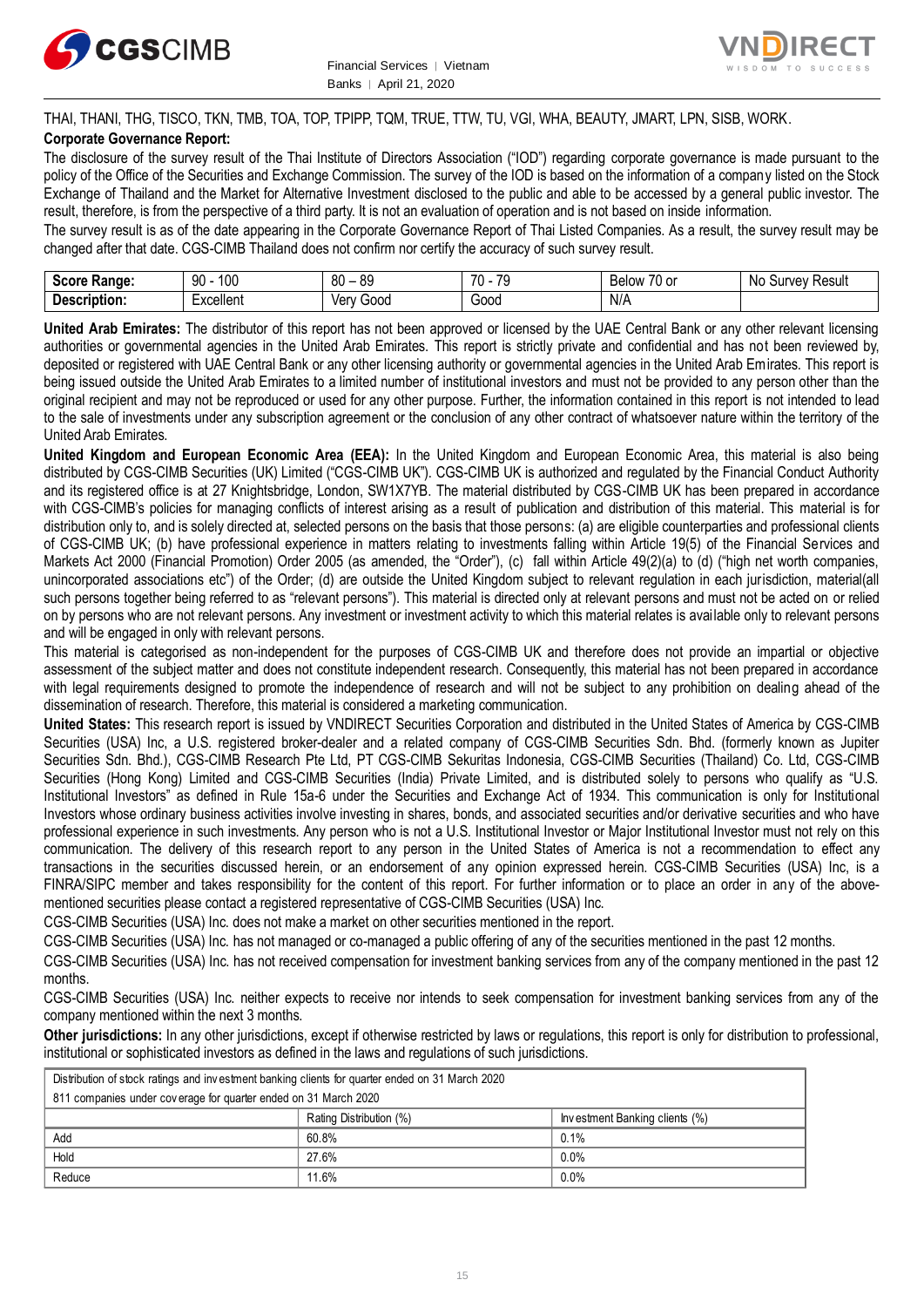THAI, THANI, THG, TISCO, TKN, TMB, TOA, TOP, TPIPP, TQM, TRUE, TTW, TU, VGI, WHA, BEAUTY, JMART, LPN, SISB, WORK.

**Corporate Governance Report:**

The disclosure of the survey result of the Thai Institute of Directors Association ("IOD") regarding corporate governance is made pursuant to the policy of the Office of the Securities and Exchange Commission. The survey of the IOD is based on the information of a company listed on the Stock Exchange of Thailand and the Market for Alternative Investment disclosed to the public and able to be accessed by a general public investor. The result, therefore, is from the perspective of a third party. It is not an evaluation of operation and is not based on inside information.

The survey result is as of the date appearing in the Corporate Governance Report of Thai Listed Companies. As a result, the survey result may be changed after that date. CGS-CIMB Thailand does not confirm nor certify the accuracy of such survey result.

| **Score Range:** | 90 - 100 | 80 – 89 | 70 - 79 | Below 70 or | No Survey Result |
|---|---|---|---|---|---|
| **Description:** | Excellent | Very Good | Good | N/A | |

**United Arab Emirates:** The distributor of this report has not been approved or licensed by the UAE Central Bank or any other relevant licensing authorities or governmental agencies in the United Arab Emirates. This report is strictly private and confidential and has not been reviewed by, deposited or registered with UAE Central Bank or any other licensing authority or governmental agencies in the United Arab Emirates. This report is being issued outside the United Arab Emirates to a limited number of institutional investors and must not be provided to any person other than the original recipient and may not be reproduced or used for any other purpose. Further, the information contained in this report is not intended to lead to the sale of investments under any subscription agreement or the conclusion of any other contract of whatsoever nature within the territory of the United Arab Emirates.

**United Kingdom and European Economic Area (EEA):** In the United Kingdom and European Economic Area, this material is also being distributed by CGS-CIMB Securities (UK) Limited ("CGS-CIMB UK"). CGS-CIMB UK is authorized and regulated by the Financial Conduct Authority and its registered office is at 27 Knightsbridge, London, SW1X7YB. The material distributed by CGS-CIMB UK has been prepared in accordance with CGS-CIMB's policies for managing conflicts of interest arising as a result of publication and distribution of this material. This material is for distribution only to, and is solely directed at, selected persons on the basis that those persons: (a) are eligible counterparties and professional clients of CGS-CIMB UK; (b) have professional experience in matters relating to investments falling within Article 19(5) of the Financial Services and Markets Act 2000 (Financial Promotion) Order 2005 (as amended, the "Order"), (c) fall within Article 49(2)(a) to (d) ("high net worth companies, unincorporated associations etc") of the Order; (d) are outside the United Kingdom subject to relevant regulation in each jurisdiction, material(all such persons together being referred to as "relevant persons"). This material is directed only at relevant persons and must not be acted on or relied on by persons who are not relevant persons. Any investment or investment activity to which this material relates is available only to relevant persons and will be engaged in only with relevant persons.

This material is categorised as non-independent for the purposes of CGS-CIMB UK and therefore does not provide an impartial or objective assessment of the subject matter and does not constitute independent research. Consequently, this material has not been prepared in accordance with legal requirements designed to promote the independence of research and will not be subject to any prohibition on dealing ahead of the dissemination of research. Therefore, this material is considered a marketing communication.

**United States:** This research report is issued by VNDIRECT Securities Corporation and distributed in the United States of America by CGS-CIMB Securities (USA) Inc, a U.S. registered broker-dealer and a related company of CGS-CIMB Securities Sdn. Bhd. (formerly known as Jupiter Securities Sdn. Bhd.), CGS-CIMB Research Pte Ltd, PT CGS-CIMB Sekuritas Indonesia, CGS-CIMB Securities (Thailand) Co. Ltd, CGS-CIMB Securities (Hong Kong) Limited and CGS-CIMB Securities (India) Private Limited, and is distributed solely to persons who qualify as "U.S. Institutional Investors" as defined in Rule 15a-6 under the Securities and Exchange Act of 1934. This communication is only for Institutional Investors whose ordinary business activities involve investing in shares, bonds, and associated securities and/or derivative securities and who have professional experience in such investments. Any person who is not a U.S. Institutional Investor or Major Institutional Investor must not rely on this communication. The delivery of this research report to any person in the United States of America is not a recommendation to effect any transactions in the securities discussed herein, or an endorsement of any opinion expressed herein. CGS-CIMB Securities (USA) Inc, is a FINRA/SIPC member and takes responsibility for the content of this report. For further information or to place an order in any of the above-mentioned securities please contact a registered representative of CGS-CIMB Securities (USA) Inc.

CGS-CIMB Securities (USA) Inc. does not make a market on other securities mentioned in the report.

CGS-CIMB Securities (USA) Inc. has not managed or co-managed a public offering of any of the securities mentioned in the past 12 months.

CGS-CIMB Securities (USA) Inc. has not received compensation for investment banking services from any of the company mentioned in the past 12 months.

CGS-CIMB Securities (USA) Inc. neither expects to receive nor intends to seek compensation for investment banking services from any of the company mentioned within the next 3 months.

**Other jurisdictions:** In any other jurisdictions, except if otherwise restricted by laws or regulations, this report is only for distribution to professional, institutional or sophisticated investors as defined in the laws and regulations of such jurisdictions.

| Distribution of stock ratings and investment banking clients for quarter ended on 31 March 2020 | | |
|---|---|---|
| 811 companies under coverage for quarter ended on 31 March 2020 | | |
| | Rating Distribution (%) | Investment Banking clients (%) |
| Add | 60.8% | 0.1% |
| Hold | 27.6% | 0.0% |
| Reduce | 11.6% | 0.0% |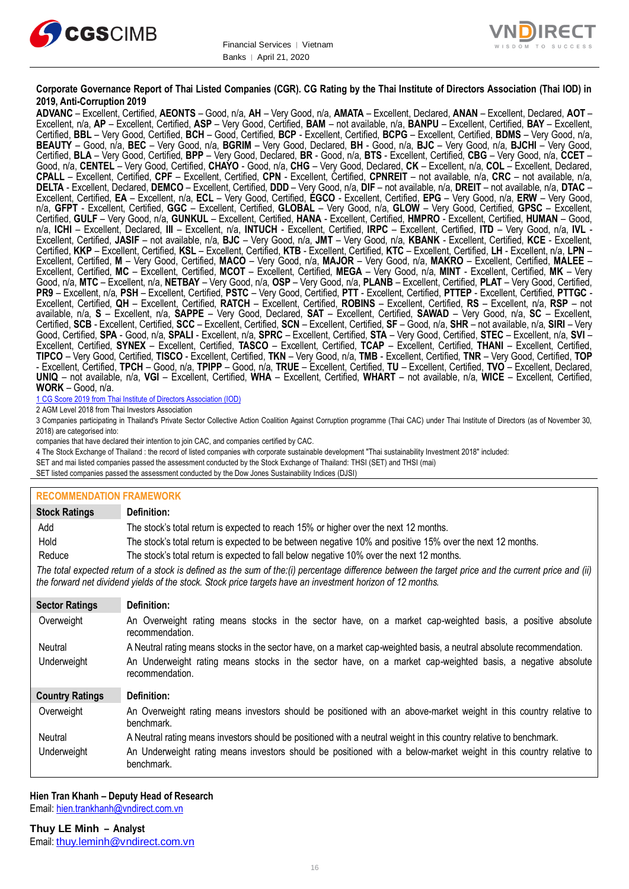**Corporate Governance Report of Thai Listed Companies (CGR). CG Rating by the Thai Institute of Directors Association (Thai IOD) in 2019, Anti-Corruption 2019**

**ADVANC** – Excellent, Certified, **AEONTS** – Good, n/a, **AH** – Very Good, n/a, **AMATA** – Excellent, Declared, **ANAN** – Excellent, Declared, **AOT** – Excellent, n/a, **AP** – Excellent, Certified, **ASP** – Very Good, Certified, **BAM** – not available, n/a, **BANPU** – Excellent, Certified, **BAY** – Excellent, Certified, **BBL** – Very Good, Certified, **BCH** – Good, Certified, **BCP** - Excellent, Certified, **BCPG** – Excellent, Certified, **BDMS** – Very Good, n/a, **BEAUTY** – Good, n/a, **BEC** – Very Good, n/a, **BGRIM** – Very Good, Declared, **BH** - Good, n/a, **BJC** – Very Good, n/a, **BJCHI** – Very Good, Certified, **BLA** – Very Good, Certified, **BPP** – Very Good, Declared, **BR** - Good, n/a, **BTS** - Excellent, Certified, **CBG** – Very Good, n/a, **CCET** – Good, n/a, **CENTEL** – Very Good, Certified, **CHAYO** - Good, n/a, **CHG** – Very Good, Declared, **CK** – Excellent, n/a, **COL** – Excellent, Declared, **CPALL** – Excellent, Certified, **CPF** – Excellent, Certified, **CPN** - Excellent, Certified, **CPNREIT** – not available, n/a, **CRC** – not available, n/a, **DELTA** - Excellent, Declared, **DEMCO** – Excellent, Certified, **DDD** – Very Good, n/a, **DIF** – not available, n/a, **DREIT** – not available, n/a, **DTAC** – Excellent, Certified, **EA** – Excellent, n/a, **ECL** – Very Good, Certified, **EGCO** - Excellent, Certified, **EPG** – Very Good, n/a, **ERW** – Very Good, n/a, **GFPT** - Excellent, Certified, **GGC** – Excellent, Certified, **GLOBAL** – Very Good, n/a, **GLOW** – Very Good, Certified, **GPSC** – Excellent, Certified, **GULF** – Very Good, n/a, **GUNKUL** – Excellent, Certified, **HANA** - Excellent, Certified, **HMPRO** - Excellent, Certified, **HUMAN** – Good, n/a, **ICHI** – Excellent, Declared, **III** – Excellent, n/a, **INTUCH** - Excellent, Certified, **IRPC** – Excellent, Certified, **ITD** – Very Good, n/a, **IVL** - Excellent, Certified, **JASIF** – not available, n/a, **BJC** – Very Good, n/a, **JMT** – Very Good, n/a, **KBANK** - Excellent, Certified, **KCE** - Excellent, Certified, **KKP** – Excellent, Certified, **KSL** – Excellent, Certified, **KTB** - Excellent, Certified, **KTC** – Excellent, Certified, **LH** - Excellent, n/a, **LPN** – Excellent, Certified, **M** – Very Good, Certified, **MACO** – Very Good, n/a, **MAJOR** – Very Good, n/a, **MAKRO** – Excellent, Certified, **MALEE** – Excellent, Certified, **MC** – Excellent, Certified, **MCOT** – Excellent, Certified, **MEGA** – Very Good, n/a, **MINT** - Excellent, Certified, **MK** – Very Good, n/a, **MTC** – Excellent, n/a, **NETBAY** – Very Good, n/a, **OSP** – Very Good, n/a, **PLANB** – Excellent, Certified, **PLAT** – Very Good, Certified, **PR9** – Excellent, n/a, **PSH** – Excellent, Certified, **PSTC** – Very Good, Certified, **PTT** - Excellent, Certified, **PTTEP** - Excellent, Certified, **PTTGC** - Excellent, Certified, **QH** – Excellent, Certified, **RATCH** – Excellent, Certified, **ROBINS** – Excellent, Certified, **RS** – Excellent, n/a, **RSP** – not available, n/a, **S** – Excellent, n/a, **SAPPE** – Very Good, Declared, **SAT** – Excellent, Certified, **SAWAD** – Very Good, n/a, **SC** – Excellent, Certified, **SCB** - Excellent, Certified, **SCC** – Excellent, Certified, **SCN** – Excellent, Certified, **SF** – Good, n/a, **SHR** – not available, n/a, **SIRI** – Very Good, Certified, **SPA** - Good, n/a, **SPALI** - Excellent, n/a, **SPRC** – Excellent, Certified, **STA** – Very Good, Certified, **STEC** – Excellent, n/a, **SVI** – Excellent, Certified, **SYNEX** – Excellent, Certified, **TASCO** – Excellent, Certified, **TCAP** – Excellent, Certified, **THANI** – Excellent, Certified, **TIPCO** – Very Good, Certified, **TISCO** - Excellent, Certified, **TKN** – Very Good, n/a, **TMB** - Excellent, Certified, **TNR** – Very Good, Certified, **TOP** - Excellent, Certified, **TPCH** – Good, n/a, **TPIPP** – Good, n/a, **TRUE** – Excellent, Certified, **TU** – Excellent, Certified, **TVO** – Excellent, Declared, **UNIQ** – not available, n/a, **VGI** – Excellent, Certified, **WHA** – Excellent, Certified, **WHART** – not available, n/a, **WICE** – Excellent, Certified, **WORK** – Good, n/a.

1 CG Score 2019 from Thai Institute of Directors Association (IOD)

2 AGM Level 2018 from Thai Investors Association

3 Companies participating in Thailand's Private Sector Collective Action Coalition Against Corruption programme (Thai CAC) under Thai Institute of Directors (as of November 30, 2018) are categorised into:

companies that have declared their intention to join CAC, and companies certified by CAC.

4 The Stock Exchange of Thailand : the record of listed companies with corporate sustainable development "Thai sustainability Investment 2018" included:

SET and mai listed companies passed the assessment conducted by the Stock Exchange of Thailand: THSI (SET) and THSI (mai)

SET listed companies passed the assessment conducted by the Dow Jones Sustainability Indices (DJSI)

## RECOMMENDATION FRAMEWORK

| Stock Ratings | Definition: |
|---|---|
| Add | The stock's total return is expected to reach 15% or higher over the next 12 months. |
| Hold | The stock's total return is expected to be between negative 10% and positive 15% over the next 12 months. |
| Reduce | The stock's total return is expected to fall below negative 10% over the next 12 months. |

*The total expected return of a stock is defined as the sum of the:(i) percentage difference between the target price and the current price and (ii) the forward net dividend yields of the stock. Stock price targets have an investment horizon of 12 months.*

| Sector Ratings | Definition: |
|---|---|
| Overweight | An Overweight rating means stocks in the sector have, on a market cap-weighted basis, a positive absolute recommendation. |
| Neutral | A Neutral rating means stocks in the sector have, on a market cap-weighted basis, a neutral absolute recommendation. |
| Underweight | An Underweight rating means stocks in the sector have, on a market cap-weighted basis, a negative absolute recommendation. |

| Country Ratings | Definition: |
|---|---|
| Overweight | An Overweight rating means investors should be positioned with an above-market weight in this country relative to benchmark. |
| Neutral | A Neutral rating means investors should be positioned with a neutral weight in this country relative to benchmark. |
| Underweight | An Underweight rating means investors should be positioned with a below-market weight in this country relative to benchmark. |

**Hien Tran Khanh – Deputy Head of Research**
Email: hien.trankhanh@vndirect.com.vn

**Thuy LE Minh – Analyst**
Email: thuy.leminh@vndirect.com.vn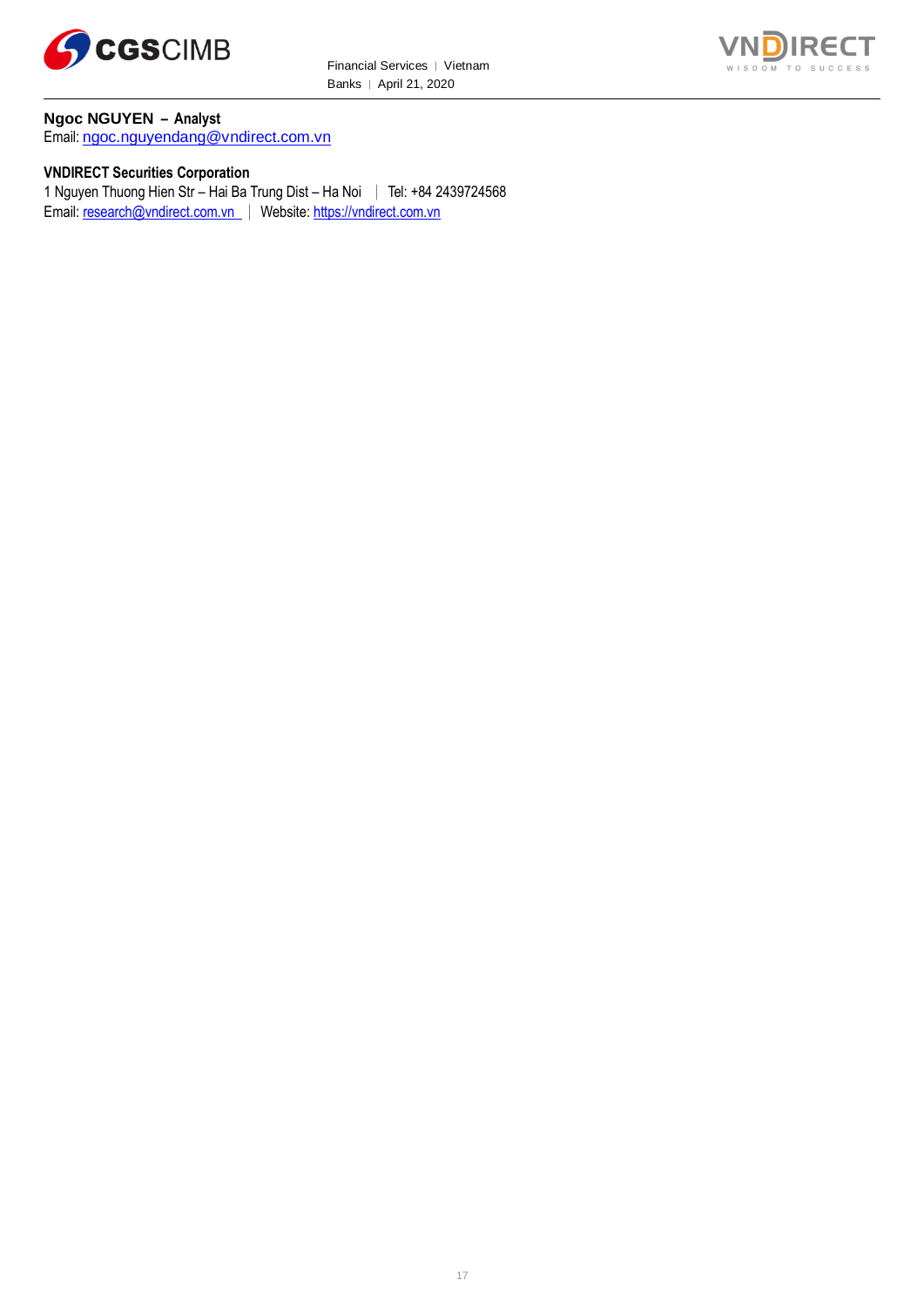**Ngoc NGUYEN – Analyst**
Email: ngoc.nguyendang@vndirect.com.vn

**VNDIRECT Securities Corporation**
1 Nguyen Thuong Hien Str – Hai Ba Trung Dist – Ha Noi | Tel: +84 2439724568
Email: research@vndirect.com.vn | Website: https://vndirect.com.vn